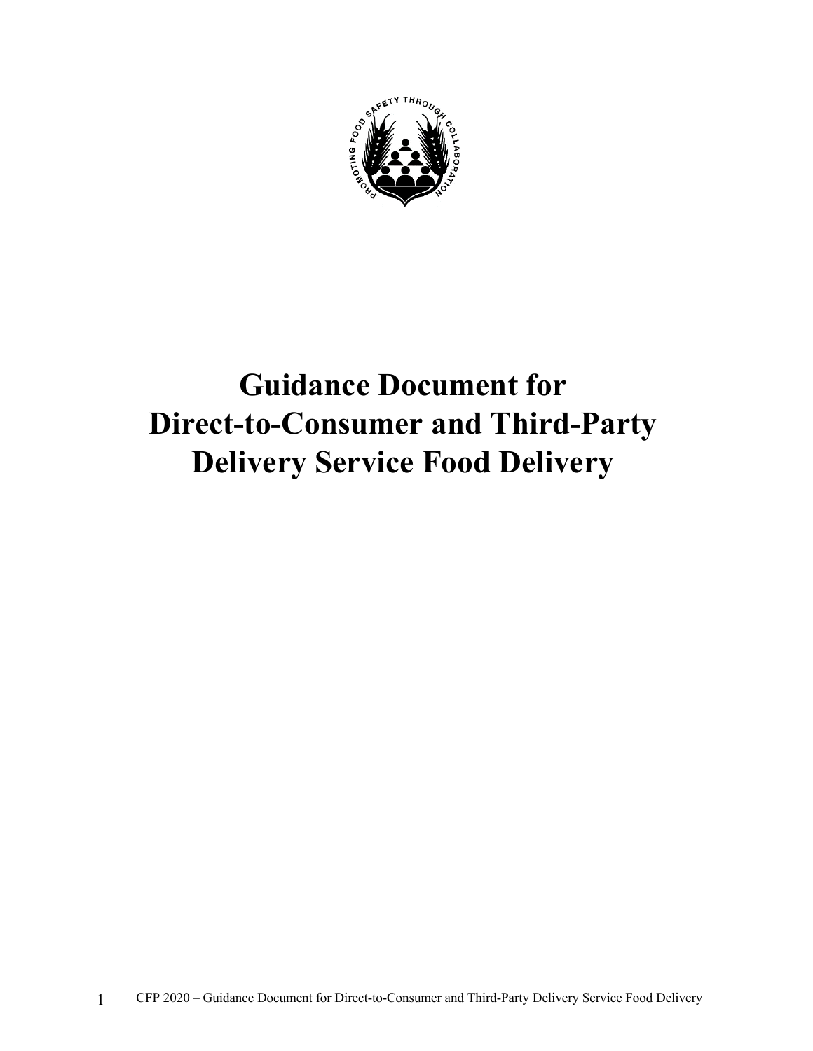# Guidance Document for Direct-to-Consumer and Third-Party Delivery Service Food Delivery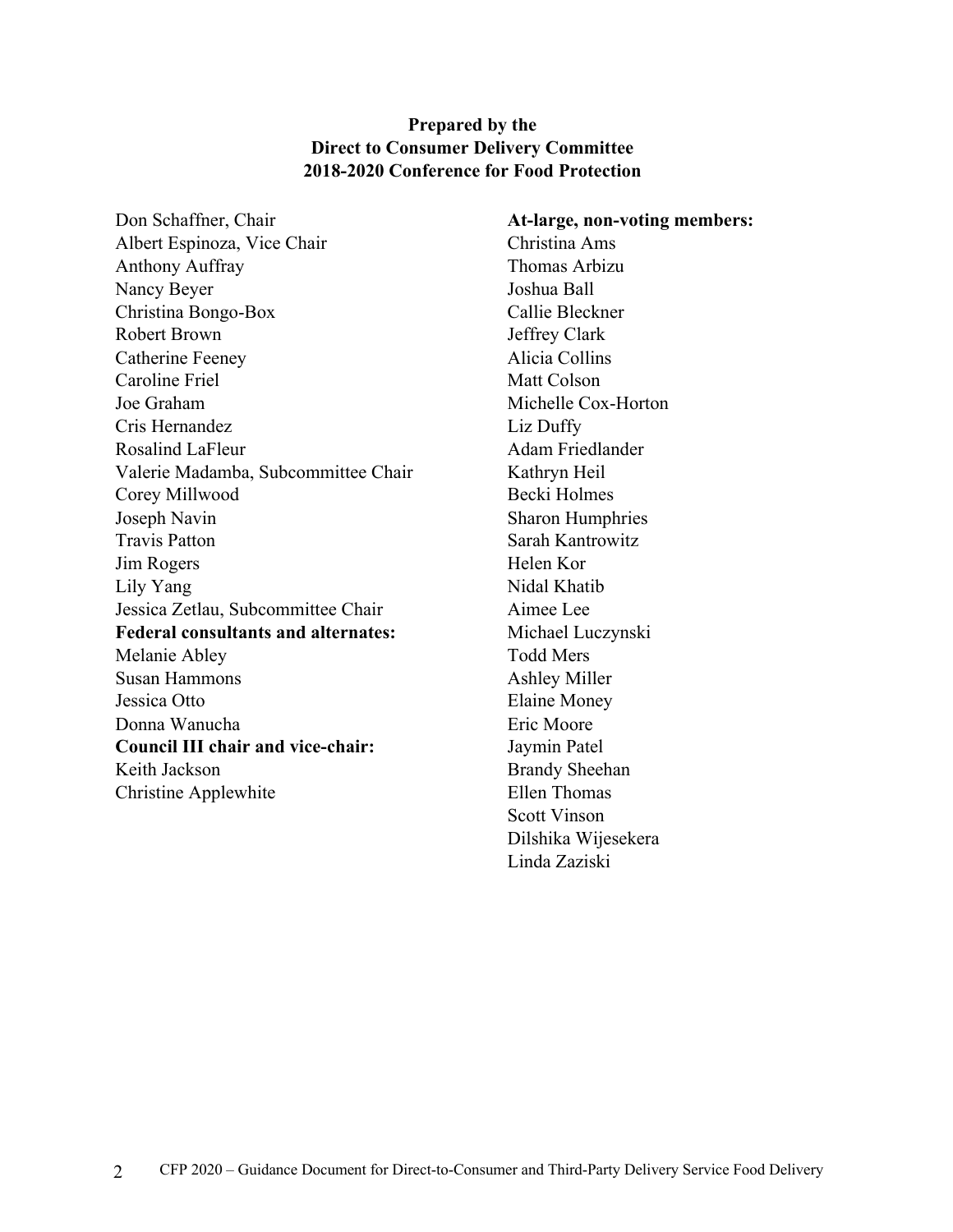**Prepared by the**
**Direct to Consumer Delivery Committee**
**2018-2020 Conference for Food Protection**

Don Schaffner, Chair
Albert Espinoza, Vice Chair
Anthony Auffray
Nancy Beyer
Christina Bongo-Box
Robert Brown
Catherine Feeney
Caroline Friel
Joe Graham
Cris Hernandez
Rosalind LaFleur
Valerie Madamba, Subcommittee Chair
Corey Millwood
Joseph Navin
Travis Patton
Jim Rogers
Lily Yang
Jessica Zetlau, Subcommittee Chair

**Federal consultants and alternates:**
Melanie Abley
Susan Hammons
Jessica Otto
Donna Wanucha

**Council III chair and vice-chair:**
Keith Jackson
Christine Applewhite

**At-large, non-voting members:**
Christina Ams
Thomas Arbizu
Joshua Ball
Callie Bleckner
Jeffrey Clark
Alicia Collins
Matt Colson
Michelle Cox-Horton
Liz Duffy
Adam Friedlander
Kathryn Heil
Becki Holmes
Sharon Humphries
Sarah Kantrowitz
Helen Kor
Nidal Khatib
Aimee Lee
Michael Luczynski
Todd Mers
Ashley Miller
Elaine Money
Eric Moore
Jaymin Patel
Brandy Sheehan
Ellen Thomas
Scott Vinson
Dilshika Wijesekera
Linda Zaziski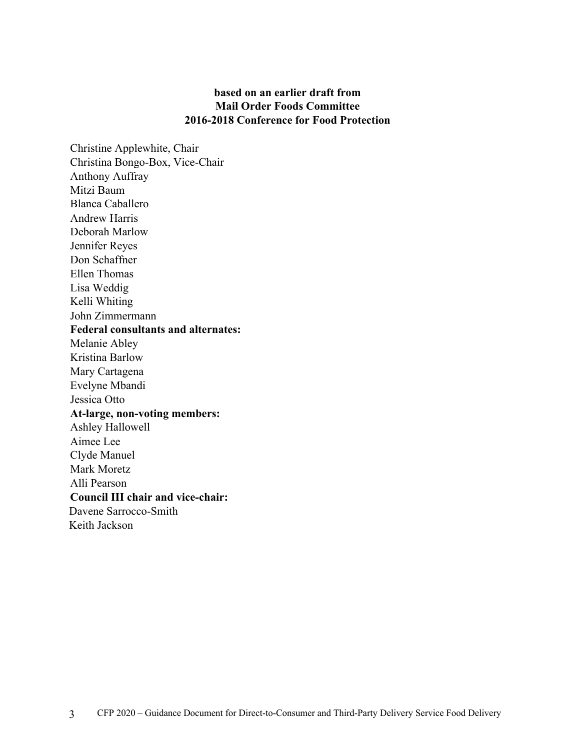**based on an earlier draft from**
**Mail Order Foods Committee**
**2016-2018 Conference for Food Protection**

Christine Applewhite, Chair
Christina Bongo-Box, Vice-Chair
Anthony Auffray
Mitzi Baum
Blanca Caballero
Andrew Harris
Deborah Marlow
Jennifer Reyes
Don Schaffner
Ellen Thomas
Lisa Weddig
Kelli Whiting
John Zimmermann

**Federal consultants and alternates:**

Melanie Abley
Kristina Barlow
Mary Cartagena
Evelyne Mbandi
Jessica Otto

**At-large, non-voting members:**

Ashley Hallowell
Aimee Lee
Clyde Manuel
Mark Moretz
Alli Pearson

**Council III chair and vice-chair:**

Davene Sarrocco-Smith
Keith Jackson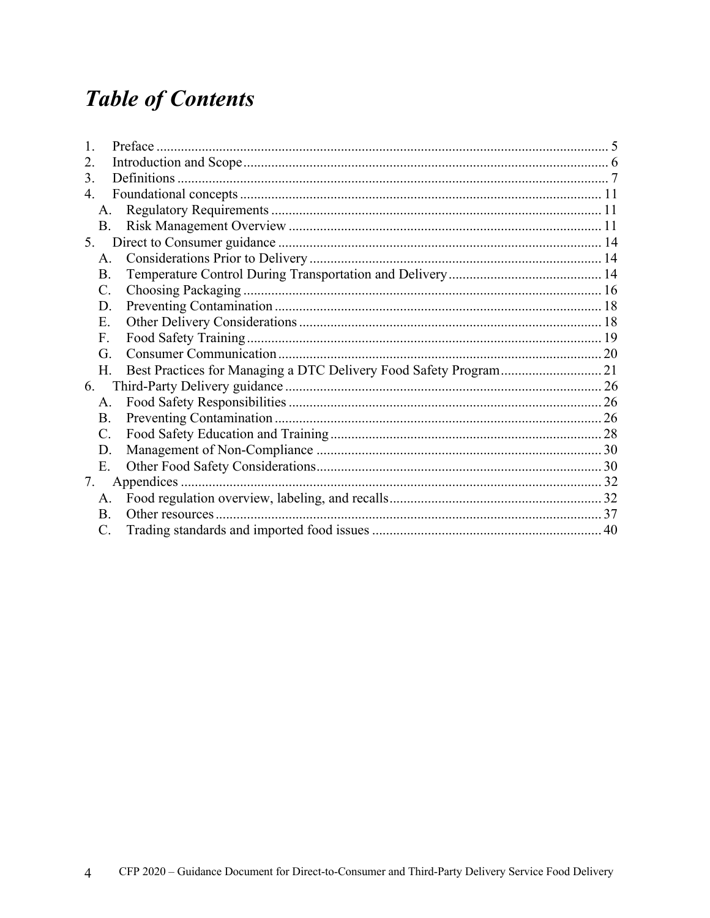# *Table of Contents*

1. Preface ... 5
2. Introduction and Scope ... 6
3. Definitions ... 7
4. Foundational concepts ... 11
   - A. Regulatory Requirements ... 11
   - B. Risk Management Overview ... 11
5. Direct to Consumer guidance ... 14
   - A. Considerations Prior to Delivery ... 14
   - B. Temperature Control During Transportation and Delivery ... 14
   - C. Choosing Packaging ... 16
   - D. Preventing Contamination ... 18
   - E. Other Delivery Considerations ... 18
   - F. Food Safety Training ... 19
   - G. Consumer Communication ... 20
   - H. Best Practices for Managing a DTC Delivery Food Safety Program ... 21
6. Third-Party Delivery guidance ... 26
   - A. Food Safety Responsibilities ... 26
   - B. Preventing Contamination ... 26
   - C. Food Safety Education and Training ... 28
   - D. Management of Non-Compliance ... 30
   - E. Other Food Safety Considerations ... 30
7. Appendices ... 32
   - A. Food regulation overview, labeling, and recalls ... 32
   - B. Other resources ... 37
   - C. Trading standards and imported food issues ... 40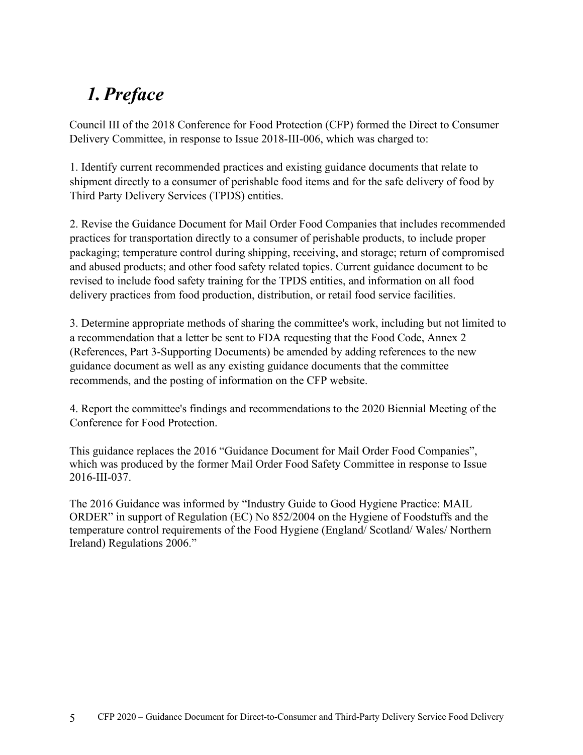# *1. Preface*

Council III of the 2018 Conference for Food Protection (CFP) formed the Direct to Consumer Delivery Committee, in response to Issue 2018-III-006, which was charged to:

1. Identify current recommended practices and existing guidance documents that relate to shipment directly to a consumer of perishable food items and for the safe delivery of food by Third Party Delivery Services (TPDS) entities.

2. Revise the Guidance Document for Mail Order Food Companies that includes recommended practices for transportation directly to a consumer of perishable products, to include proper packaging; temperature control during shipping, receiving, and storage; return of compromised and abused products; and other food safety related topics. Current guidance document to be revised to include food safety training for the TPDS entities, and information on all food delivery practices from food production, distribution, or retail food service facilities.

3. Determine appropriate methods of sharing the committee's work, including but not limited to a recommendation that a letter be sent to FDA requesting that the Food Code, Annex 2 (References, Part 3-Supporting Documents) be amended by adding references to the new guidance document as well as any existing guidance documents that the committee recommends, and the posting of information on the CFP website.

4. Report the committee's findings and recommendations to the 2020 Biennial Meeting of the Conference for Food Protection.

This guidance replaces the 2016 "Guidance Document for Mail Order Food Companies", which was produced by the former Mail Order Food Safety Committee in response to Issue 2016-III-037.

The 2016 Guidance was informed by "Industry Guide to Good Hygiene Practice: MAIL ORDER" in support of Regulation (EC) No 852/2004 on the Hygiene of Foodstuffs and the temperature control requirements of the Food Hygiene (England/ Scotland/ Wales/ Northern Ireland) Regulations 2006."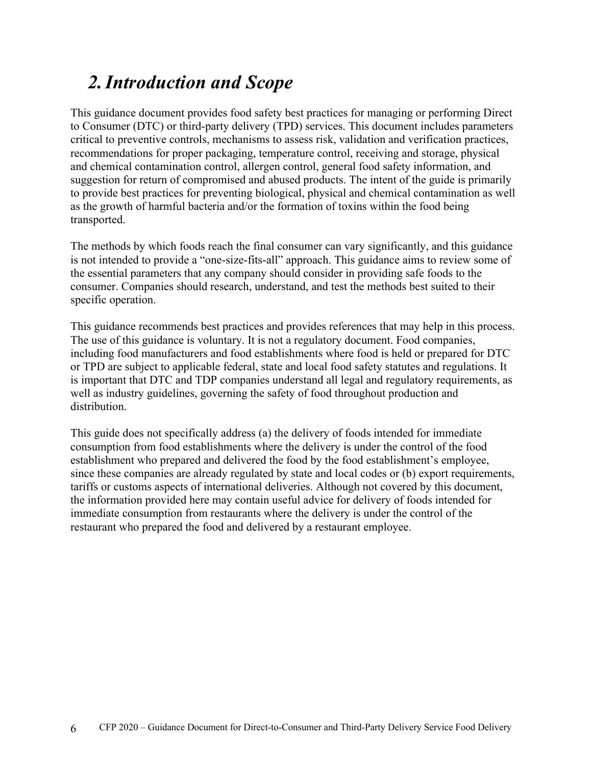# 2. Introduction and Scope

This guidance document provides food safety best practices for managing or performing Direct to Consumer (DTC) or third-party delivery (TPD) services. This document includes parameters critical to preventive controls, mechanisms to assess risk, validation and verification practices, recommendations for proper packaging, temperature control, receiving and storage, physical and chemical contamination control, allergen control, general food safety information, and suggestion for return of compromised and abused products. The intent of the guide is primarily to provide best practices for preventing biological, physical and chemical contamination as well as the growth of harmful bacteria and/or the formation of toxins within the food being transported.

The methods by which foods reach the final consumer can vary significantly, and this guidance is not intended to provide a "one-size-fits-all" approach. This guidance aims to review some of the essential parameters that any company should consider in providing safe foods to the consumer. Companies should research, understand, and test the methods best suited to their specific operation.

This guidance recommends best practices and provides references that may help in this process. The use of this guidance is voluntary. It is not a regulatory document. Food companies, including food manufacturers and food establishments where food is held or prepared for DTC or TPD are subject to applicable federal, state and local food safety statutes and regulations. It is important that DTC and TDP companies understand all legal and regulatory requirements, as well as industry guidelines, governing the safety of food throughout production and distribution.

This guide does not specifically address (a) the delivery of foods intended for immediate consumption from food establishments where the delivery is under the control of the food establishment who prepared and delivered the food by the food establishment's employee, since these companies are already regulated by state and local codes or (b) export requirements, tariffs or customs aspects of international deliveries. Although not covered by this document, the information provided here may contain useful advice for delivery of foods intended for immediate consumption from restaurants where the delivery is under the control of the restaurant who prepared the food and delivered by a restaurant employee.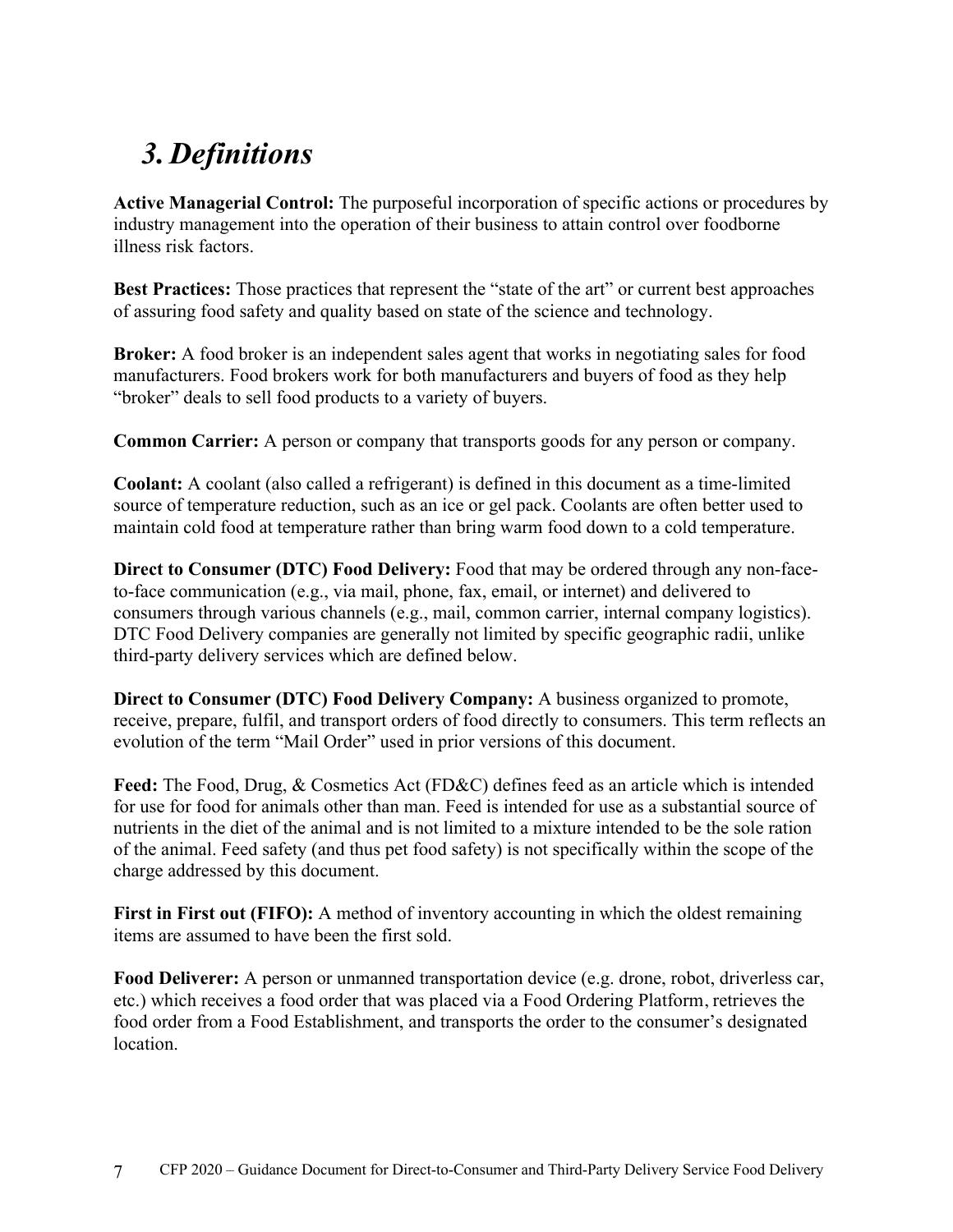# *3. Definitions*

**Active Managerial Control:** The purposeful incorporation of specific actions or procedures by industry management into the operation of their business to attain control over foodborne illness risk factors.

**Best Practices:** Those practices that represent the "state of the art" or current best approaches of assuring food safety and quality based on state of the science and technology.

**Broker:** A food broker is an independent sales agent that works in negotiating sales for food manufacturers. Food brokers work for both manufacturers and buyers of food as they help "broker" deals to sell food products to a variety of buyers.

**Common Carrier:** A person or company that transports goods for any person or company.

**Coolant:** A coolant (also called a refrigerant) is defined in this document as a time-limited source of temperature reduction, such as an ice or gel pack. Coolants are often better used to maintain cold food at temperature rather than bring warm food down to a cold temperature.

**Direct to Consumer (DTC) Food Delivery:** Food that may be ordered through any non-face-to-face communication (e.g., via mail, phone, fax, email, or internet) and delivered to consumers through various channels (e.g., mail, common carrier, internal company logistics). DTC Food Delivery companies are generally not limited by specific geographic radii, unlike third-party delivery services which are defined below.

**Direct to Consumer (DTC) Food Delivery Company:** A business organized to promote, receive, prepare, fulfil, and transport orders of food directly to consumers. This term reflects an evolution of the term "Mail Order" used in prior versions of this document.

**Feed:** The Food, Drug, & Cosmetics Act (FD&C) defines feed as an article which is intended for use for food for animals other than man. Feed is intended for use as a substantial source of nutrients in the diet of the animal and is not limited to a mixture intended to be the sole ration of the animal. Feed safety (and thus pet food safety) is not specifically within the scope of the charge addressed by this document.

**First in First out (FIFO):** A method of inventory accounting in which the oldest remaining items are assumed to have been the first sold.

**Food Deliverer:** A person or unmanned transportation device (e.g. drone, robot, driverless car, etc.) which receives a food order that was placed via a Food Ordering Platform, retrieves the food order from a Food Establishment, and transports the order to the consumer's designated location.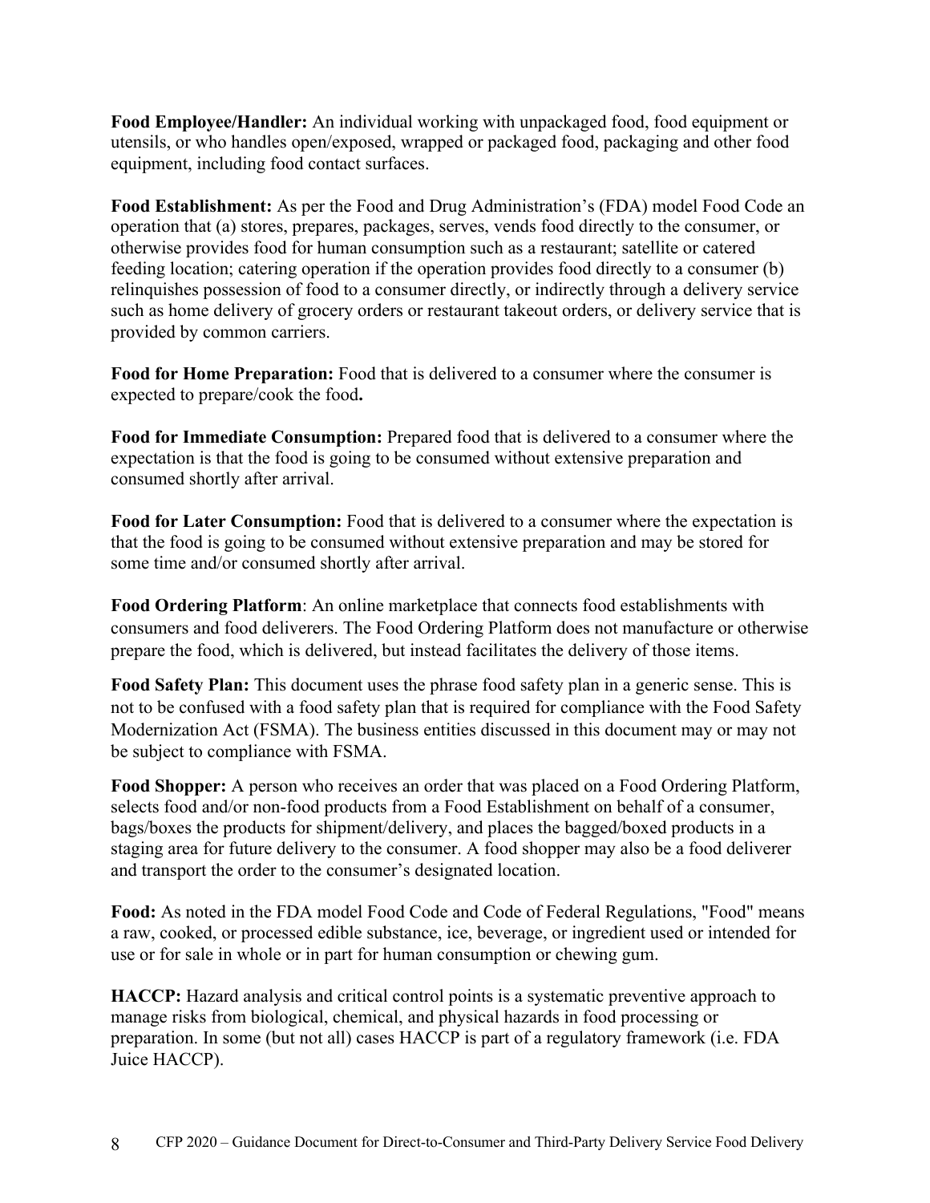**Food Employee/Handler:** An individual working with unpackaged food, food equipment or utensils, or who handles open/exposed, wrapped or packaged food, packaging and other food equipment, including food contact surfaces.

**Food Establishment:** As per the Food and Drug Administration's (FDA) model Food Code an operation that (a) stores, prepares, packages, serves, vends food directly to the consumer, or otherwise provides food for human consumption such as a restaurant; satellite or catered feeding location; catering operation if the operation provides food directly to a consumer (b) relinquishes possession of food to a consumer directly, or indirectly through a delivery service such as home delivery of grocery orders or restaurant takeout orders, or delivery service that is provided by common carriers.

**Food for Home Preparation:** Food that is delivered to a consumer where the consumer is expected to prepare/cook the food**.**

**Food for Immediate Consumption:** Prepared food that is delivered to a consumer where the expectation is that the food is going to be consumed without extensive preparation and consumed shortly after arrival.

**Food for Later Consumption:** Food that is delivered to a consumer where the expectation is that the food is going to be consumed without extensive preparation and may be stored for some time and/or consumed shortly after arrival.

**Food Ordering Platform**: An online marketplace that connects food establishments with consumers and food deliverers. The Food Ordering Platform does not manufacture or otherwise prepare the food, which is delivered, but instead facilitates the delivery of those items.

**Food Safety Plan:** This document uses the phrase food safety plan in a generic sense. This is not to be confused with a food safety plan that is required for compliance with the Food Safety Modernization Act (FSMA). The business entities discussed in this document may or may not be subject to compliance with FSMA.

**Food Shopper:** A person who receives an order that was placed on a Food Ordering Platform, selects food and/or non-food products from a Food Establishment on behalf of a consumer, bags/boxes the products for shipment/delivery, and places the bagged/boxed products in a staging area for future delivery to the consumer. A food shopper may also be a food deliverer and transport the order to the consumer's designated location.

**Food:** As noted in the FDA model Food Code and Code of Federal Regulations, "Food" means a raw, cooked, or processed edible substance, ice, beverage, or ingredient used or intended for use or for sale in whole or in part for human consumption or chewing gum.

**HACCP:** Hazard analysis and critical control points is a systematic preventive approach to manage risks from biological, chemical, and physical hazards in food processing or preparation. In some (but not all) cases HACCP is part of a regulatory framework (i.e. FDA Juice HACCP).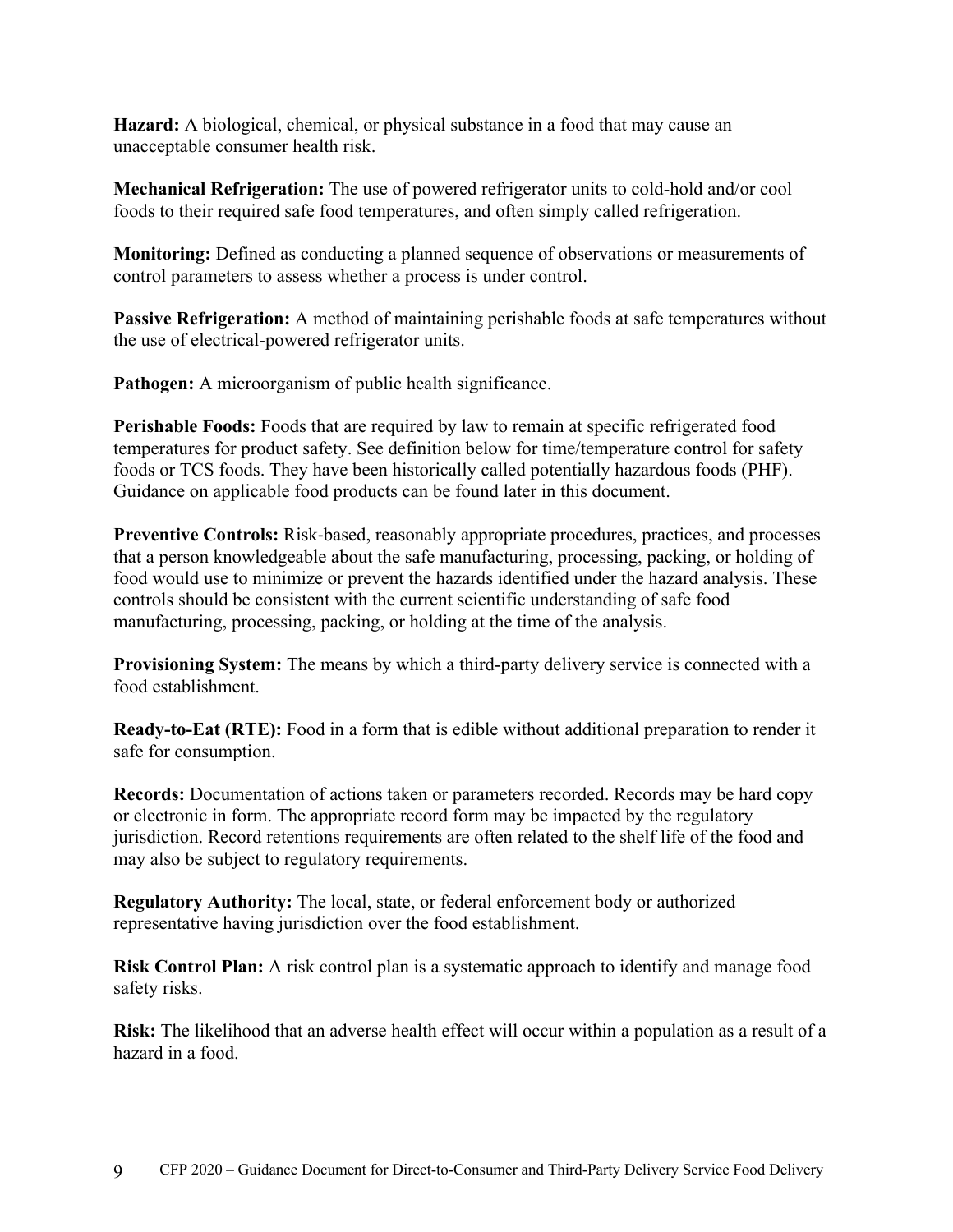**Hazard:** A biological, chemical, or physical substance in a food that may cause an unacceptable consumer health risk.

**Mechanical Refrigeration:** The use of powered refrigerator units to cold-hold and/or cool foods to their required safe food temperatures, and often simply called refrigeration.

**Monitoring:** Defined as conducting a planned sequence of observations or measurements of control parameters to assess whether a process is under control.

**Passive Refrigeration:** A method of maintaining perishable foods at safe temperatures without the use of electrical-powered refrigerator units.

**Pathogen:** A microorganism of public health significance.

**Perishable Foods:** Foods that are required by law to remain at specific refrigerated food temperatures for product safety. See definition below for time/temperature control for safety foods or TCS foods. They have been historically called potentially hazardous foods (PHF). Guidance on applicable food products can be found later in this document.

**Preventive Controls:** Risk-based, reasonably appropriate procedures, practices, and processes that a person knowledgeable about the safe manufacturing, processing, packing, or holding of food would use to minimize or prevent the hazards identified under the hazard analysis. These controls should be consistent with the current scientific understanding of safe food manufacturing, processing, packing, or holding at the time of the analysis.

**Provisioning System:** The means by which a third-party delivery service is connected with a food establishment.

**Ready-to-Eat (RTE):** Food in a form that is edible without additional preparation to render it safe for consumption.

**Records:** Documentation of actions taken or parameters recorded. Records may be hard copy or electronic in form. The appropriate record form may be impacted by the regulatory jurisdiction. Record retentions requirements are often related to the shelf life of the food and may also be subject to regulatory requirements.

**Regulatory Authority:** The local, state, or federal enforcement body or authorized representative having jurisdiction over the food establishment.

**Risk Control Plan:** A risk control plan is a systematic approach to identify and manage food safety risks.

**Risk:** The likelihood that an adverse health effect will occur within a population as a result of a hazard in a food.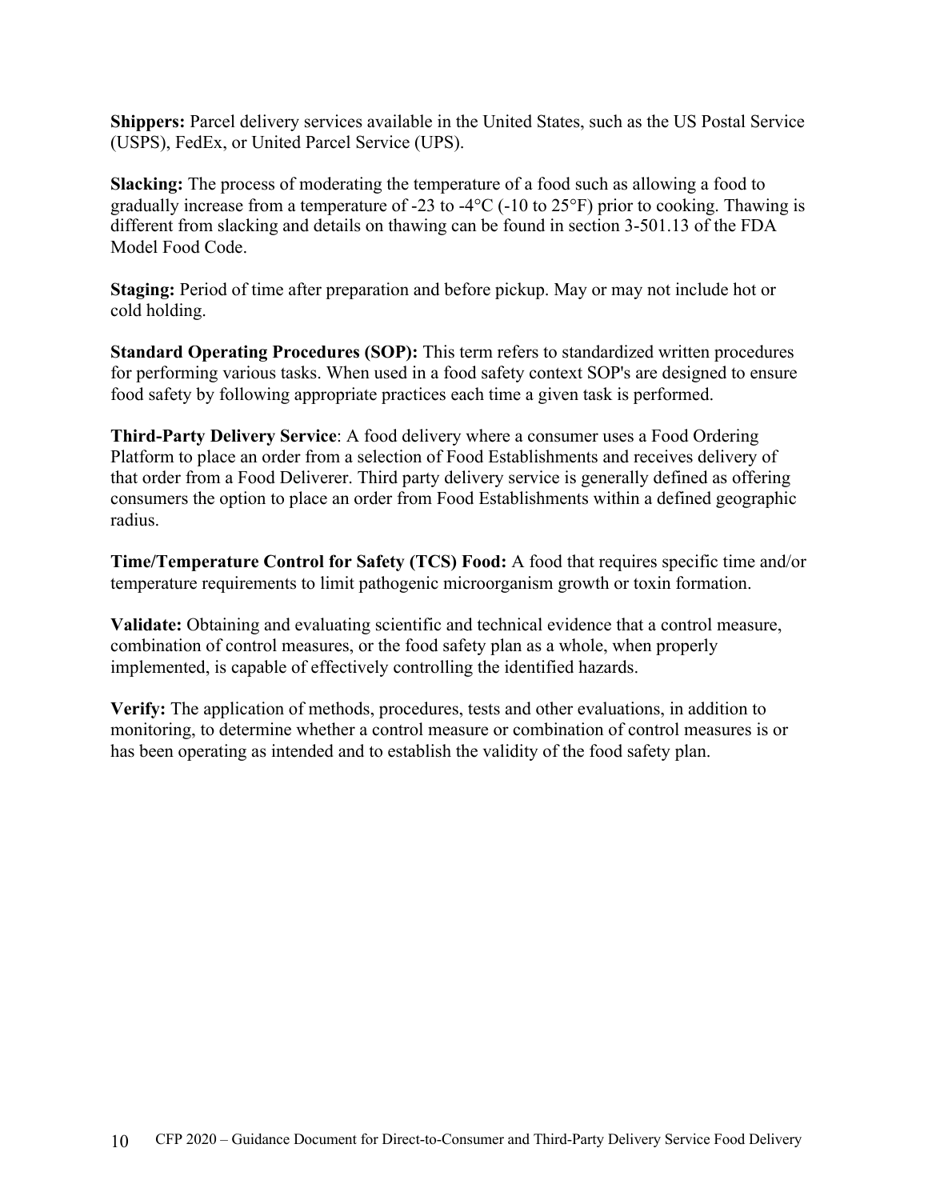**Shippers:** Parcel delivery services available in the United States, such as the US Postal Service (USPS), FedEx, or United Parcel Service (UPS).

**Slacking:** The process of moderating the temperature of a food such as allowing a food to gradually increase from a temperature of -23 to -4°C (-10 to 25°F) prior to cooking. Thawing is different from slacking and details on thawing can be found in section 3-501.13 of the FDA Model Food Code.

**Staging:** Period of time after preparation and before pickup. May or may not include hot or cold holding.

**Standard Operating Procedures (SOP):** This term refers to standardized written procedures for performing various tasks. When used in a food safety context SOP's are designed to ensure food safety by following appropriate practices each time a given task is performed.

**Third-Party Delivery Service**: A food delivery where a consumer uses a Food Ordering Platform to place an order from a selection of Food Establishments and receives delivery of that order from a Food Deliverer. Third party delivery service is generally defined as offering consumers the option to place an order from Food Establishments within a defined geographic radius.

**Time/Temperature Control for Safety (TCS) Food:** A food that requires specific time and/or temperature requirements to limit pathogenic microorganism growth or toxin formation.

**Validate:** Obtaining and evaluating scientific and technical evidence that a control measure, combination of control measures, or the food safety plan as a whole, when properly implemented, is capable of effectively controlling the identified hazards.

**Verify:** The application of methods, procedures, tests and other evaluations, in addition to monitoring, to determine whether a control measure or combination of control measures is or has been operating as intended and to establish the validity of the food safety plan.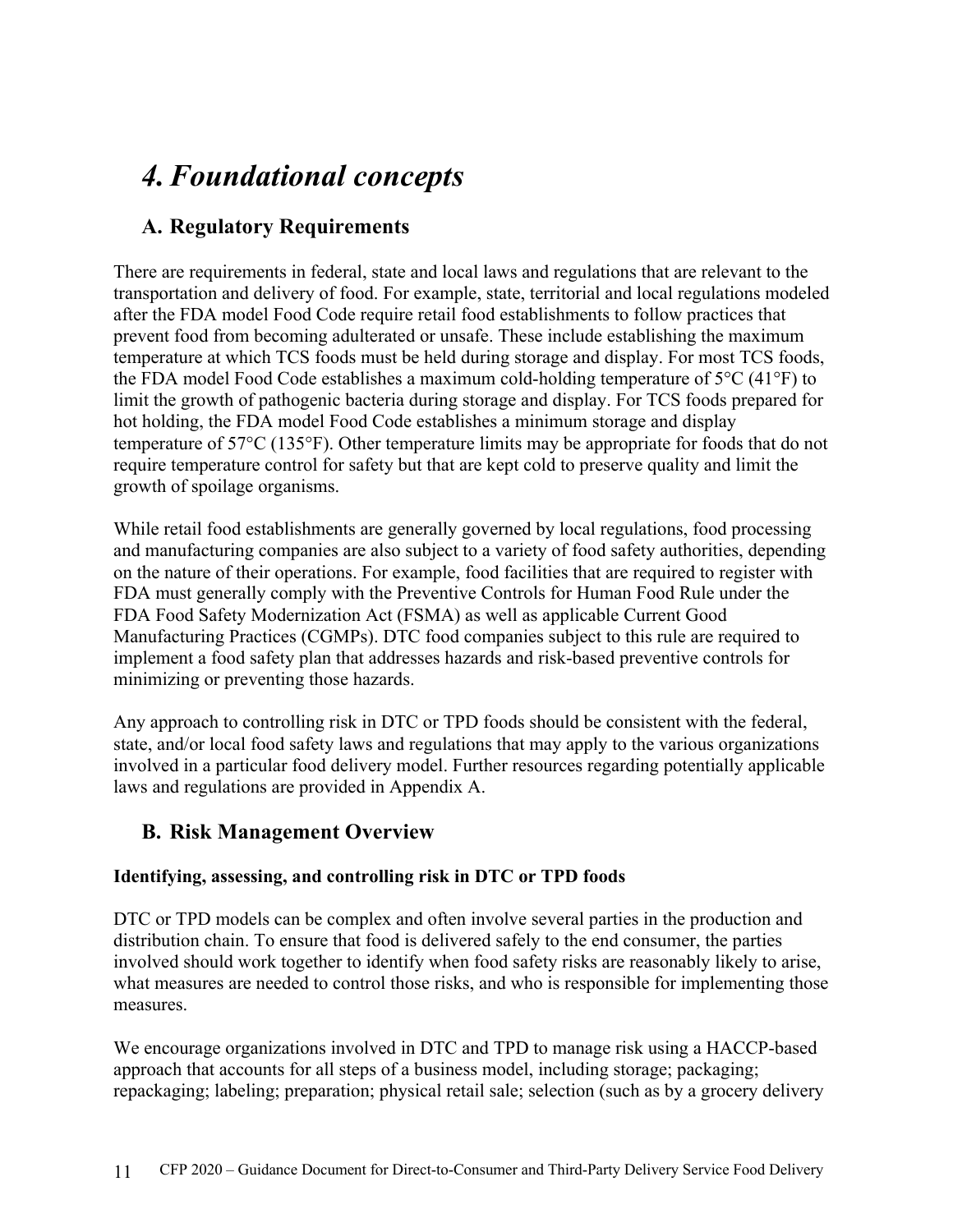# *4. Foundational concepts*

## A. Regulatory Requirements

There are requirements in federal, state and local laws and regulations that are relevant to the transportation and delivery of food. For example, state, territorial and local regulations modeled after the FDA model Food Code require retail food establishments to follow practices that prevent food from becoming adulterated or unsafe. These include establishing the maximum temperature at which TCS foods must be held during storage and display. For most TCS foods, the FDA model Food Code establishes a maximum cold-holding temperature of 5°C (41°F) to limit the growth of pathogenic bacteria during storage and display. For TCS foods prepared for hot holding, the FDA model Food Code establishes a minimum storage and display temperature of 57°C (135°F). Other temperature limits may be appropriate for foods that do not require temperature control for safety but that are kept cold to preserve quality and limit the growth of spoilage organisms.

While retail food establishments are generally governed by local regulations, food processing and manufacturing companies are also subject to a variety of food safety authorities, depending on the nature of their operations. For example, food facilities that are required to register with FDA must generally comply with the Preventive Controls for Human Food Rule under the FDA Food Safety Modernization Act (FSMA) as well as applicable Current Good Manufacturing Practices (CGMPs). DTC food companies subject to this rule are required to implement a food safety plan that addresses hazards and risk-based preventive controls for minimizing or preventing those hazards.

Any approach to controlling risk in DTC or TPD foods should be consistent with the federal, state, and/or local food safety laws and regulations that may apply to the various organizations involved in a particular food delivery model. Further resources regarding potentially applicable laws and regulations are provided in Appendix A.

## B. Risk Management Overview

**Identifying, assessing, and controlling risk in DTC or TPD foods**

DTC or TPD models can be complex and often involve several parties in the production and distribution chain. To ensure that food is delivered safely to the end consumer, the parties involved should work together to identify when food safety risks are reasonably likely to arise, what measures are needed to control those risks, and who is responsible for implementing those measures.

We encourage organizations involved in DTC and TPD to manage risk using a HACCP-based approach that accounts for all steps of a business model, including storage; packaging; repackaging; labeling; preparation; physical retail sale; selection (such as by a grocery delivery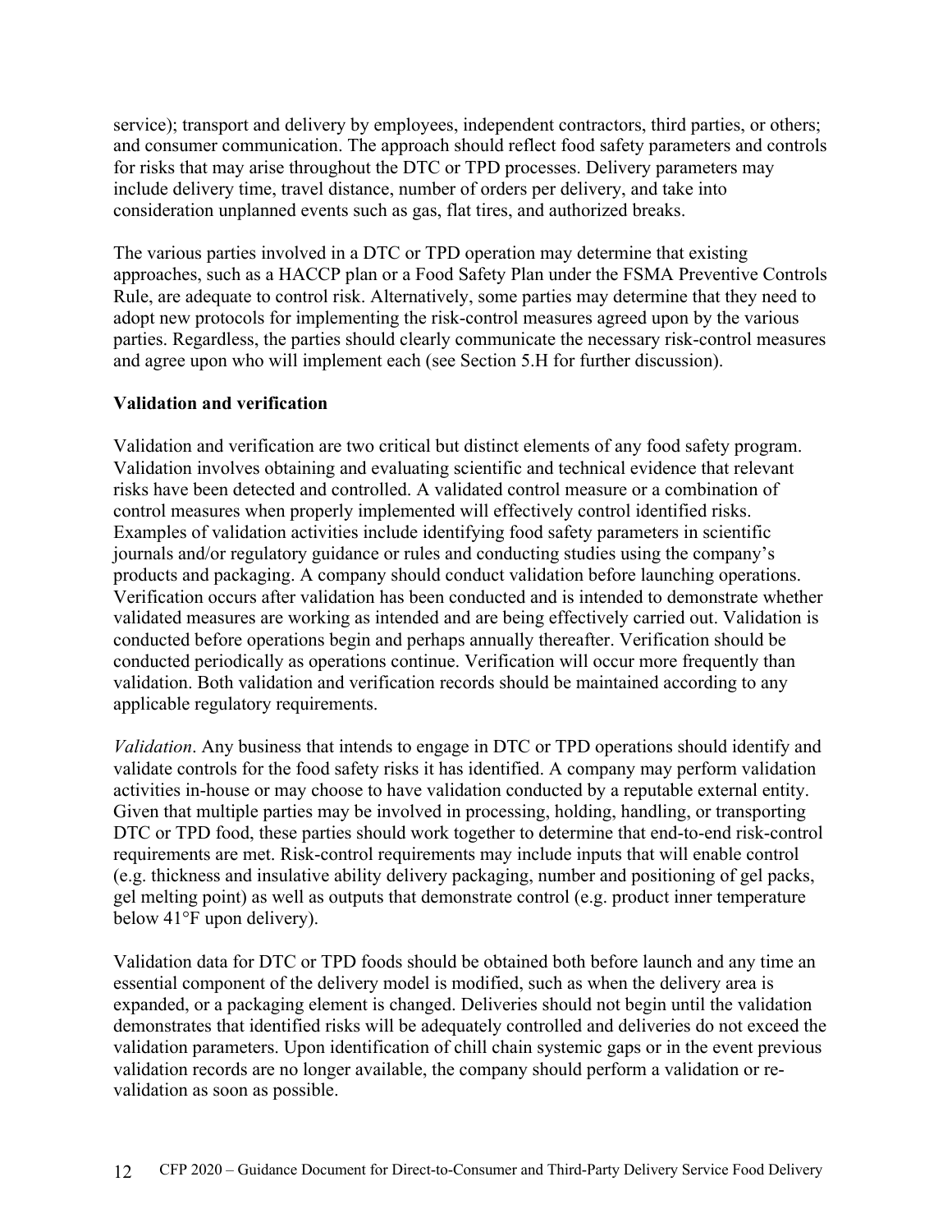service); transport and delivery by employees, independent contractors, third parties, or others; and consumer communication. The approach should reflect food safety parameters and controls for risks that may arise throughout the DTC or TPD processes. Delivery parameters may include delivery time, travel distance, number of orders per delivery, and take into consideration unplanned events such as gas, flat tires, and authorized breaks.

The various parties involved in a DTC or TPD operation may determine that existing approaches, such as a HACCP plan or a Food Safety Plan under the FSMA Preventive Controls Rule, are adequate to control risk. Alternatively, some parties may determine that they need to adopt new protocols for implementing the risk-control measures agreed upon by the various parties. Regardless, the parties should clearly communicate the necessary risk-control measures and agree upon who will implement each (see Section 5.H for further discussion).

**Validation and verification**

Validation and verification are two critical but distinct elements of any food safety program. Validation involves obtaining and evaluating scientific and technical evidence that relevant risks have been detected and controlled. A validated control measure or a combination of control measures when properly implemented will effectively control identified risks. Examples of validation activities include identifying food safety parameters in scientific journals and/or regulatory guidance or rules and conducting studies using the company's products and packaging. A company should conduct validation before launching operations. Verification occurs after validation has been conducted and is intended to demonstrate whether validated measures are working as intended and are being effectively carried out. Validation is conducted before operations begin and perhaps annually thereafter. Verification should be conducted periodically as operations continue. Verification will occur more frequently than validation. Both validation and verification records should be maintained according to any applicable regulatory requirements.

*Validation*. Any business that intends to engage in DTC or TPD operations should identify and validate controls for the food safety risks it has identified. A company may perform validation activities in-house or may choose to have validation conducted by a reputable external entity. Given that multiple parties may be involved in processing, holding, handling, or transporting DTC or TPD food, these parties should work together to determine that end-to-end risk-control requirements are met. Risk-control requirements may include inputs that will enable control (e.g. thickness and insulative ability delivery packaging, number and positioning of gel packs, gel melting point) as well as outputs that demonstrate control (e.g. product inner temperature below 41°F upon delivery).

Validation data for DTC or TPD foods should be obtained both before launch and any time an essential component of the delivery model is modified, such as when the delivery area is expanded, or a packaging element is changed. Deliveries should not begin until the validation demonstrates that identified risks will be adequately controlled and deliveries do not exceed the validation parameters. Upon identification of chill chain systemic gaps or in the event previous validation records are no longer available, the company should perform a validation or re-validation as soon as possible.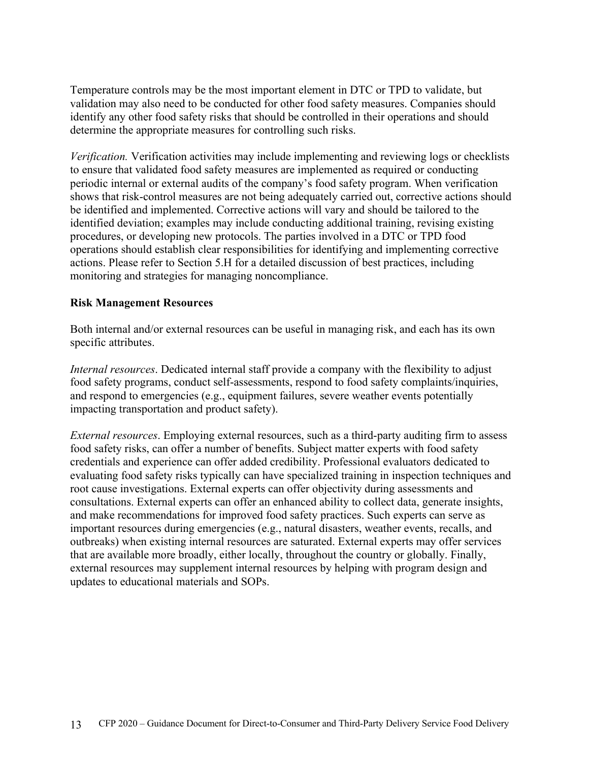Temperature controls may be the most important element in DTC or TPD to validate, but validation may also need to be conducted for other food safety measures. Companies should identify any other food safety risks that should be controlled in their operations and should determine the appropriate measures for controlling such risks.

*Verification.* Verification activities may include implementing and reviewing logs or checklists to ensure that validated food safety measures are implemented as required or conducting periodic internal or external audits of the company's food safety program. When verification shows that risk-control measures are not being adequately carried out, corrective actions should be identified and implemented. Corrective actions will vary and should be tailored to the identified deviation; examples may include conducting additional training, revising existing procedures, or developing new protocols. The parties involved in a DTC or TPD food operations should establish clear responsibilities for identifying and implementing corrective actions. Please refer to Section 5.H for a detailed discussion of best practices, including monitoring and strategies for managing noncompliance.

**Risk Management Resources**

Both internal and/or external resources can be useful in managing risk, and each has its own specific attributes.

*Internal resources*. Dedicated internal staff provide a company with the flexibility to adjust food safety programs, conduct self-assessments, respond to food safety complaints/inquiries, and respond to emergencies (e.g., equipment failures, severe weather events potentially impacting transportation and product safety).

*External resources*. Employing external resources, such as a third-party auditing firm to assess food safety risks, can offer a number of benefits. Subject matter experts with food safety credentials and experience can offer added credibility. Professional evaluators dedicated to evaluating food safety risks typically can have specialized training in inspection techniques and root cause investigations. External experts can offer objectivity during assessments and consultations. External experts can offer an enhanced ability to collect data, generate insights, and make recommendations for improved food safety practices. Such experts can serve as important resources during emergencies (e.g., natural disasters, weather events, recalls, and outbreaks) when existing internal resources are saturated. External experts may offer services that are available more broadly, either locally, throughout the country or globally. Finally, external resources may supplement internal resources by helping with program design and updates to educational materials and SOPs.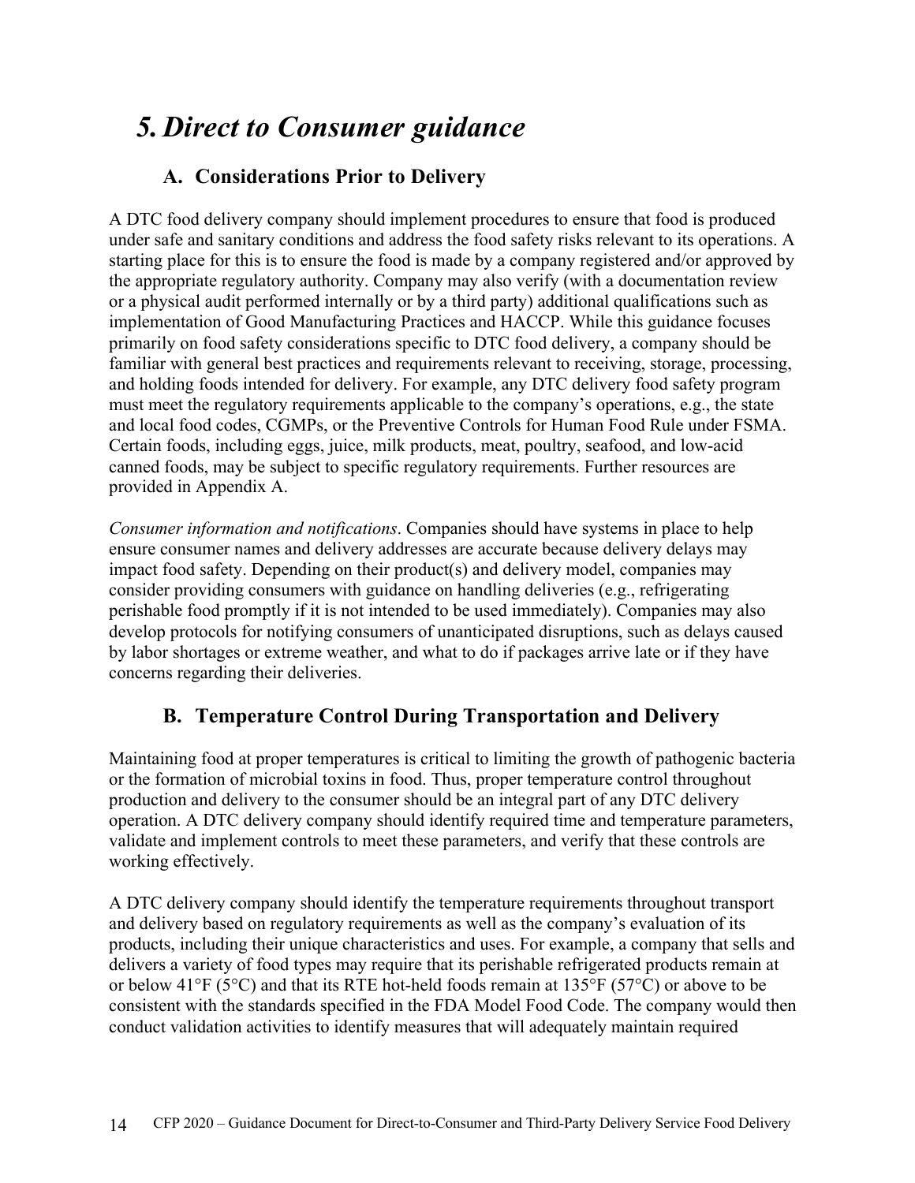# *5. Direct to Consumer guidance*

## A. Considerations Prior to Delivery

A DTC food delivery company should implement procedures to ensure that food is produced under safe and sanitary conditions and address the food safety risks relevant to its operations. A starting place for this is to ensure the food is made by a company registered and/or approved by the appropriate regulatory authority. Company may also verify (with a documentation review or a physical audit performed internally or by a third party) additional qualifications such as implementation of Good Manufacturing Practices and HACCP. While this guidance focuses primarily on food safety considerations specific to DTC food delivery, a company should be familiar with general best practices and requirements relevant to receiving, storage, processing, and holding foods intended for delivery. For example, any DTC delivery food safety program must meet the regulatory requirements applicable to the company's operations, e.g., the state and local food codes, CGMPs, or the Preventive Controls for Human Food Rule under FSMA. Certain foods, including eggs, juice, milk products, meat, poultry, seafood, and low-acid canned foods, may be subject to specific regulatory requirements. Further resources are provided in Appendix A.

*Consumer information and notifications*. Companies should have systems in place to help ensure consumer names and delivery addresses are accurate because delivery delays may impact food safety. Depending on their product(s) and delivery model, companies may consider providing consumers with guidance on handling deliveries (e.g., refrigerating perishable food promptly if it is not intended to be used immediately). Companies may also develop protocols for notifying consumers of unanticipated disruptions, such as delays caused by labor shortages or extreme weather, and what to do if packages arrive late or if they have concerns regarding their deliveries.

## B. Temperature Control During Transportation and Delivery

Maintaining food at proper temperatures is critical to limiting the growth of pathogenic bacteria or the formation of microbial toxins in food. Thus, proper temperature control throughout production and delivery to the consumer should be an integral part of any DTC delivery operation. A DTC delivery company should identify required time and temperature parameters, validate and implement controls to meet these parameters, and verify that these controls are working effectively.

A DTC delivery company should identify the temperature requirements throughout transport and delivery based on regulatory requirements as well as the company's evaluation of its products, including their unique characteristics and uses. For example, a company that sells and delivers a variety of food types may require that its perishable refrigerated products remain at or below 41°F (5°C) and that its RTE hot-held foods remain at 135°F (57°C) or above to be consistent with the standards specified in the FDA Model Food Code. The company would then conduct validation activities to identify measures that will adequately maintain required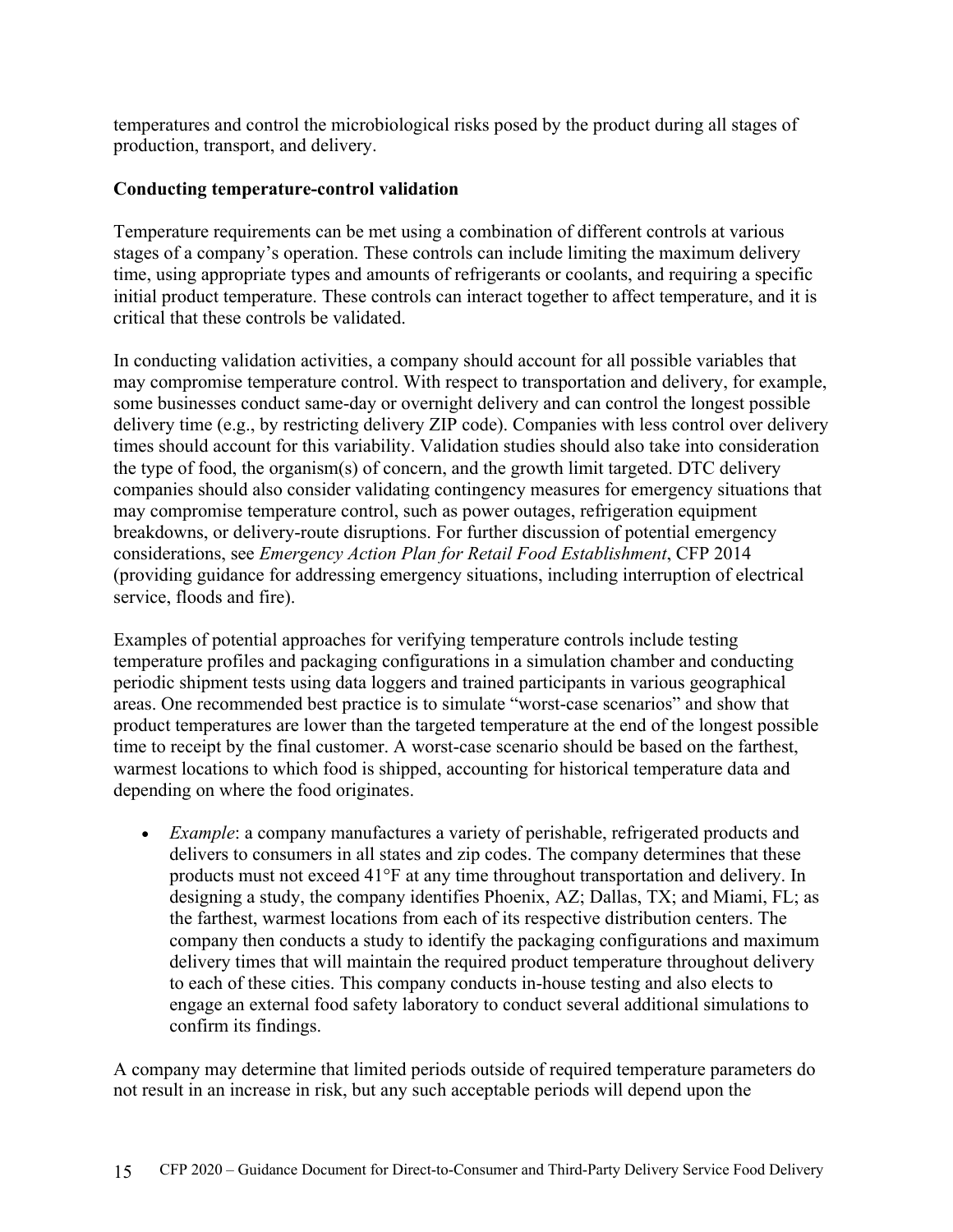temperatures and control the microbiological risks posed by the product during all stages of production, transport, and delivery.

**Conducting temperature-control validation**

Temperature requirements can be met using a combination of different controls at various stages of a company's operation. These controls can include limiting the maximum delivery time, using appropriate types and amounts of refrigerants or coolants, and requiring a specific initial product temperature. These controls can interact together to affect temperature, and it is critical that these controls be validated.

In conducting validation activities, a company should account for all possible variables that may compromise temperature control. With respect to transportation and delivery, for example, some businesses conduct same-day or overnight delivery and can control the longest possible delivery time (e.g., by restricting delivery ZIP code). Companies with less control over delivery times should account for this variability. Validation studies should also take into consideration the type of food, the organism(s) of concern, and the growth limit targeted. DTC delivery companies should also consider validating contingency measures for emergency situations that may compromise temperature control, such as power outages, refrigeration equipment breakdowns, or delivery-route disruptions. For further discussion of potential emergency considerations, see *Emergency Action Plan for Retail Food Establishment*, CFP 2014 (providing guidance for addressing emergency situations, including interruption of electrical service, floods and fire).

Examples of potential approaches for verifying temperature controls include testing temperature profiles and packaging configurations in a simulation chamber and conducting periodic shipment tests using data loggers and trained participants in various geographical areas. One recommended best practice is to simulate "worst-case scenarios" and show that product temperatures are lower than the targeted temperature at the end of the longest possible time to receipt by the final customer. A worst-case scenario should be based on the farthest, warmest locations to which food is shipped, accounting for historical temperature data and depending on where the food originates.

- *Example*: a company manufactures a variety of perishable, refrigerated products and delivers to consumers in all states and zip codes. The company determines that these products must not exceed 41°F at any time throughout transportation and delivery. In designing a study, the company identifies Phoenix, AZ; Dallas, TX; and Miami, FL; as the farthest, warmest locations from each of its respective distribution centers. The company then conducts a study to identify the packaging configurations and maximum delivery times that will maintain the required product temperature throughout delivery to each of these cities. This company conducts in-house testing and also elects to engage an external food safety laboratory to conduct several additional simulations to confirm its findings.

A company may determine that limited periods outside of required temperature parameters do not result in an increase in risk, but any such acceptable periods will depend upon the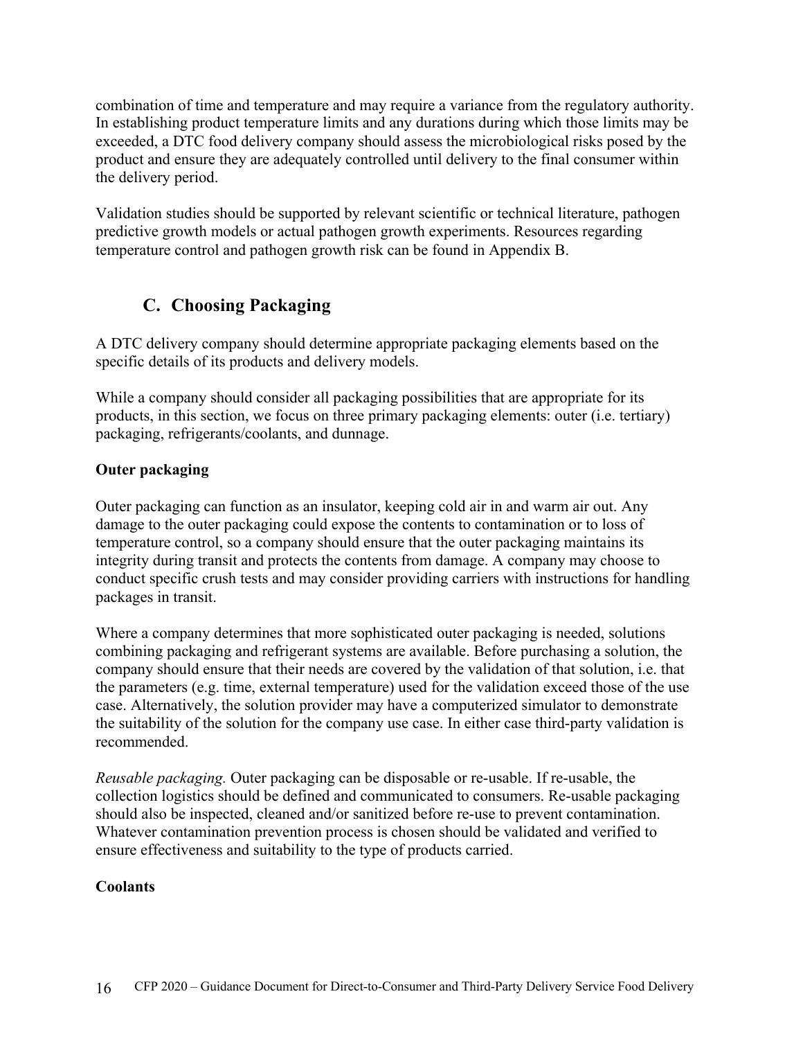combination of time and temperature and may require a variance from the regulatory authority. In establishing product temperature limits and any durations during which those limits may be exceeded, a DTC food delivery company should assess the microbiological risks posed by the product and ensure they are adequately controlled until delivery to the final consumer within the delivery period.

Validation studies should be supported by relevant scientific or technical literature, pathogen predictive growth models or actual pathogen growth experiments. Resources regarding temperature control and pathogen growth risk can be found in Appendix B.

## C. Choosing Packaging

A DTC delivery company should determine appropriate packaging elements based on the specific details of its products and delivery models.

While a company should consider all packaging possibilities that are appropriate for its products, in this section, we focus on three primary packaging elements: outer (i.e. tertiary) packaging, refrigerants/coolants, and dunnage.

**Outer packaging**

Outer packaging can function as an insulator, keeping cold air in and warm air out. Any damage to the outer packaging could expose the contents to contamination or to loss of temperature control, so a company should ensure that the outer packaging maintains its integrity during transit and protects the contents from damage. A company may choose to conduct specific crush tests and may consider providing carriers with instructions for handling packages in transit.

Where a company determines that more sophisticated outer packaging is needed, solutions combining packaging and refrigerant systems are available. Before purchasing a solution, the company should ensure that their needs are covered by the validation of that solution, i.e. that the parameters (e.g. time, external temperature) used for the validation exceed those of the use case. Alternatively, the solution provider may have a computerized simulator to demonstrate the suitability of the solution for the company use case. In either case third-party validation is recommended.

*Reusable packaging.* Outer packaging can be disposable or re-usable. If re-usable, the collection logistics should be defined and communicated to consumers. Re-usable packaging should also be inspected, cleaned and/or sanitized before re-use to prevent contamination. Whatever contamination prevention process is chosen should be validated and verified to ensure effectiveness and suitability to the type of products carried.

**Coolants**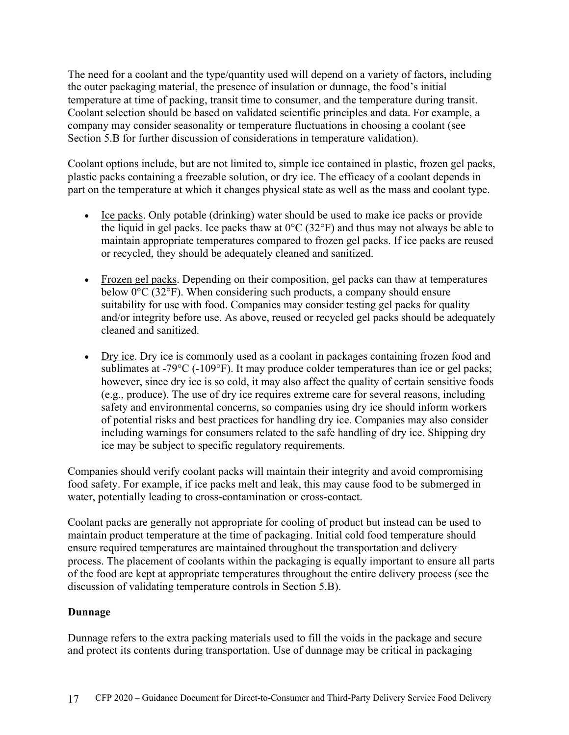The need for a coolant and the type/quantity used will depend on a variety of factors, including the outer packaging material, the presence of insulation or dunnage, the food's initial temperature at time of packing, transit time to consumer, and the temperature during transit. Coolant selection should be based on validated scientific principles and data. For example, a company may consider seasonality or temperature fluctuations in choosing a coolant (see Section 5.B for further discussion of considerations in temperature validation).

Coolant options include, but are not limited to, simple ice contained in plastic, frozen gel packs, plastic packs containing a freezable solution, or dry ice. The efficacy of a coolant depends in part on the temperature at which it changes physical state as well as the mass and coolant type.

- Ice packs. Only potable (drinking) water should be used to make ice packs or provide the liquid in gel packs. Ice packs thaw at 0°C (32°F) and thus may not always be able to maintain appropriate temperatures compared to frozen gel packs. If ice packs are reused or recycled, they should be adequately cleaned and sanitized.

- Frozen gel packs. Depending on their composition, gel packs can thaw at temperatures below 0°C (32°F). When considering such products, a company should ensure suitability for use with food. Companies may consider testing gel packs for quality and/or integrity before use. As above, reused or recycled gel packs should be adequately cleaned and sanitized.

- Dry ice. Dry ice is commonly used as a coolant in packages containing frozen food and sublimates at -79°C (-109°F). It may produce colder temperatures than ice or gel packs; however, since dry ice is so cold, it may also affect the quality of certain sensitive foods (e.g., produce). The use of dry ice requires extreme care for several reasons, including safety and environmental concerns, so companies using dry ice should inform workers of potential risks and best practices for handling dry ice. Companies may also consider including warnings for consumers related to the safe handling of dry ice. Shipping dry ice may be subject to specific regulatory requirements.

Companies should verify coolant packs will maintain their integrity and avoid compromising food safety. For example, if ice packs melt and leak, this may cause food to be submerged in water, potentially leading to cross-contamination or cross-contact.

Coolant packs are generally not appropriate for cooling of product but instead can be used to maintain product temperature at the time of packaging. Initial cold food temperature should ensure required temperatures are maintained throughout the transportation and delivery process. The placement of coolants within the packaging is equally important to ensure all parts of the food are kept at appropriate temperatures throughout the entire delivery process (see the discussion of validating temperature controls in Section 5.B).

**Dunnage**

Dunnage refers to the extra packing materials used to fill the voids in the package and secure and protect its contents during transportation. Use of dunnage may be critical in packaging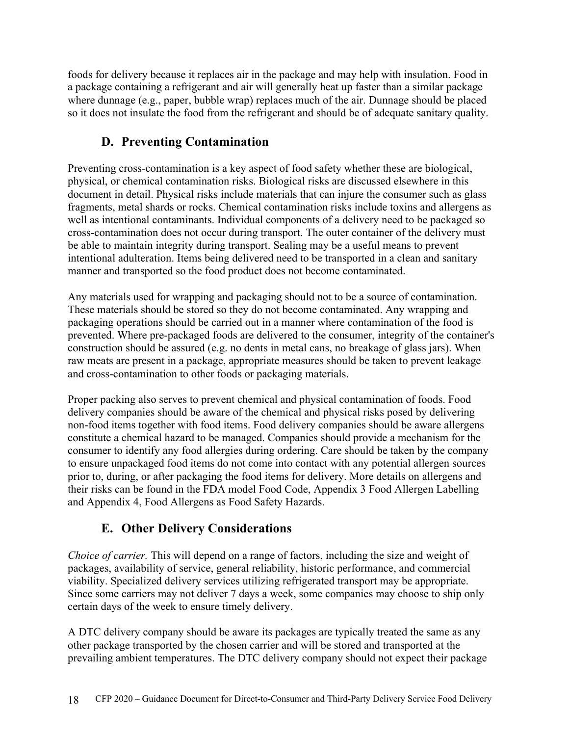foods for delivery because it replaces air in the package and may help with insulation. Food in a package containing a refrigerant and air will generally heat up faster than a similar package where dunnage (e.g., paper, bubble wrap) replaces much of the air. Dunnage should be placed so it does not insulate the food from the refrigerant and should be of adequate sanitary quality.

## D. Preventing Contamination

Preventing cross-contamination is a key aspect of food safety whether these are biological, physical, or chemical contamination risks. Biological risks are discussed elsewhere in this document in detail. Physical risks include materials that can injure the consumer such as glass fragments, metal shards or rocks. Chemical contamination risks include toxins and allergens as well as intentional contaminants. Individual components of a delivery need to be packaged so cross-contamination does not occur during transport. The outer container of the delivery must be able to maintain integrity during transport. Sealing may be a useful means to prevent intentional adulteration. Items being delivered need to be transported in a clean and sanitary manner and transported so the food product does not become contaminated.

Any materials used for wrapping and packaging should not to be a source of contamination. These materials should be stored so they do not become contaminated. Any wrapping and packaging operations should be carried out in a manner where contamination of the food is prevented. Where pre-packaged foods are delivered to the consumer, integrity of the container's construction should be assured (e.g. no dents in metal cans, no breakage of glass jars). When raw meats are present in a package, appropriate measures should be taken to prevent leakage and cross-contamination to other foods or packaging materials.

Proper packing also serves to prevent chemical and physical contamination of foods. Food delivery companies should be aware of the chemical and physical risks posed by delivering non-food items together with food items. Food delivery companies should be aware allergens constitute a chemical hazard to be managed. Companies should provide a mechanism for the consumer to identify any food allergies during ordering. Care should be taken by the company to ensure unpackaged food items do not come into contact with any potential allergen sources prior to, during, or after packaging the food items for delivery. More details on allergens and their risks can be found in the FDA model Food Code, Appendix 3 Food Allergen Labelling and Appendix 4, Food Allergens as Food Safety Hazards.

## E. Other Delivery Considerations

*Choice of carrier.* This will depend on a range of factors, including the size and weight of packages, availability of service, general reliability, historic performance, and commercial viability. Specialized delivery services utilizing refrigerated transport may be appropriate. Since some carriers may not deliver 7 days a week, some companies may choose to ship only certain days of the week to ensure timely delivery.

A DTC delivery company should be aware its packages are typically treated the same as any other package transported by the chosen carrier and will be stored and transported at the prevailing ambient temperatures. The DTC delivery company should not expect their package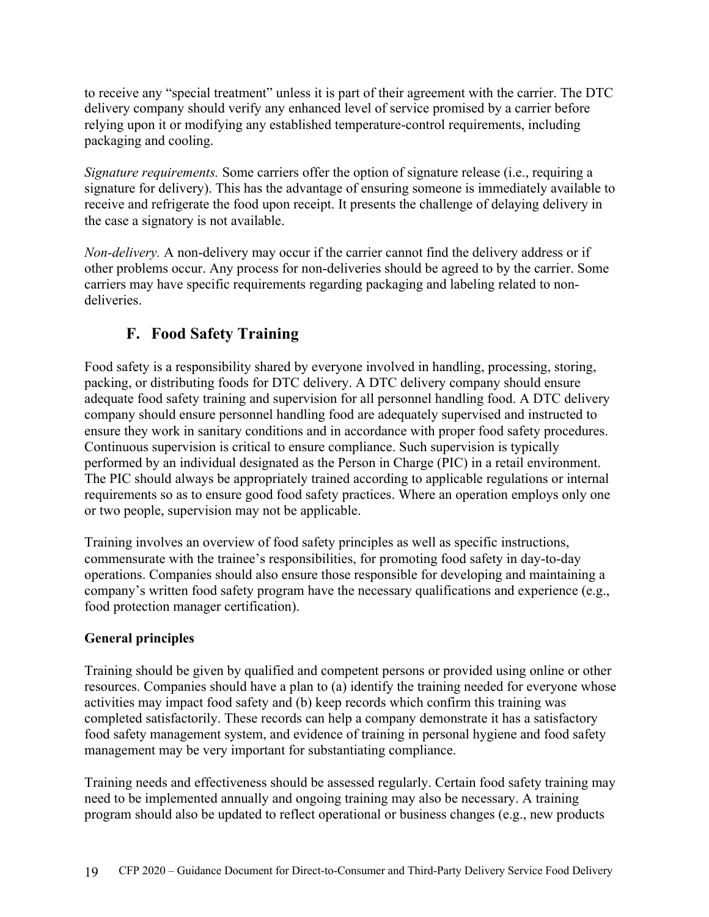to receive any "special treatment" unless it is part of their agreement with the carrier. The DTC delivery company should verify any enhanced level of service promised by a carrier before relying upon it or modifying any established temperature-control requirements, including packaging and cooling.

*Signature requirements.* Some carriers offer the option of signature release (i.e., requiring a signature for delivery). This has the advantage of ensuring someone is immediately available to receive and refrigerate the food upon receipt. It presents the challenge of delaying delivery in the case a signatory is not available.

*Non-delivery.* A non-delivery may occur if the carrier cannot find the delivery address or if other problems occur. Any process for non-deliveries should be agreed to by the carrier. Some carriers may have specific requirements regarding packaging and labeling related to non-deliveries.

## F. Food Safety Training

Food safety is a responsibility shared by everyone involved in handling, processing, storing, packing, or distributing foods for DTC delivery. A DTC delivery company should ensure adequate food safety training and supervision for all personnel handling food. A DTC delivery company should ensure personnel handling food are adequately supervised and instructed to ensure they work in sanitary conditions and in accordance with proper food safety procedures. Continuous supervision is critical to ensure compliance. Such supervision is typically performed by an individual designated as the Person in Charge (PIC) in a retail environment. The PIC should always be appropriately trained according to applicable regulations or internal requirements so as to ensure good food safety practices. Where an operation employs only one or two people, supervision may not be applicable.

Training involves an overview of food safety principles as well as specific instructions, commensurate with the trainee's responsibilities, for promoting food safety in day-to-day operations. Companies should also ensure those responsible for developing and maintaining a company's written food safety program have the necessary qualifications and experience (e.g., food protection manager certification).

**General principles**

Training should be given by qualified and competent persons or provided using online or other resources. Companies should have a plan to (a) identify the training needed for everyone whose activities may impact food safety and (b) keep records which confirm this training was completed satisfactorily. These records can help a company demonstrate it has a satisfactory food safety management system, and evidence of training in personal hygiene and food safety management may be very important for substantiating compliance.

Training needs and effectiveness should be assessed regularly. Certain food safety training may need to be implemented annually and ongoing training may also be necessary. A training program should also be updated to reflect operational or business changes (e.g., new products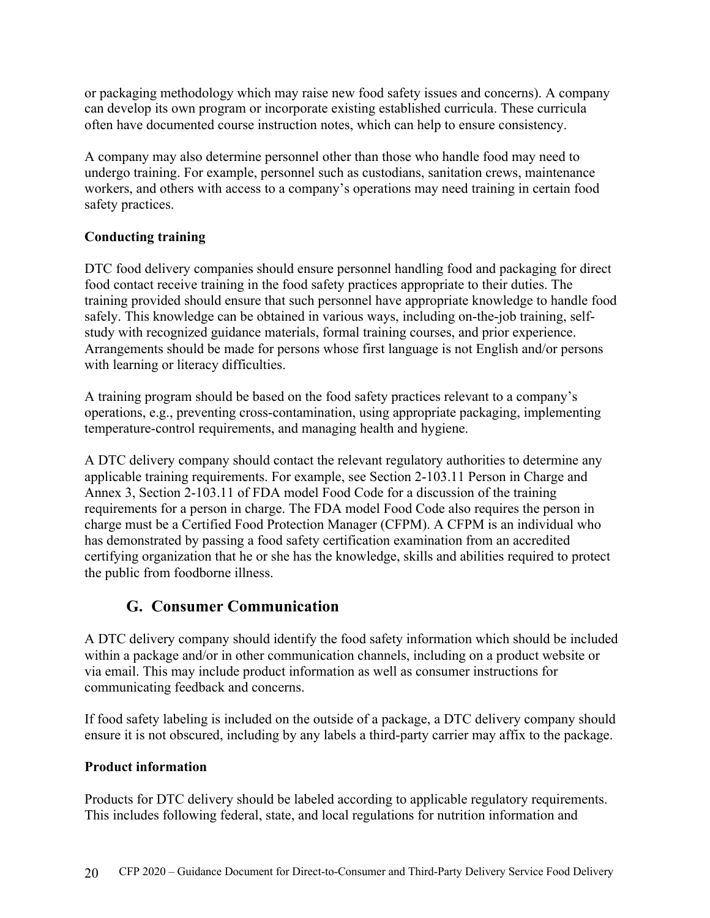or packaging methodology which may raise new food safety issues and concerns). A company can develop its own program or incorporate existing established curricula. These curricula often have documented course instruction notes, which can help to ensure consistency.

A company may also determine personnel other than those who handle food may need to undergo training. For example, personnel such as custodians, sanitation crews, maintenance workers, and others with access to a company's operations may need training in certain food safety practices.

**Conducting training**

DTC food delivery companies should ensure personnel handling food and packaging for direct food contact receive training in the food safety practices appropriate to their duties. The training provided should ensure that such personnel have appropriate knowledge to handle food safely. This knowledge can be obtained in various ways, including on-the-job training, self-study with recognized guidance materials, formal training courses, and prior experience. Arrangements should be made for persons whose first language is not English and/or persons with learning or literacy difficulties.

A training program should be based on the food safety practices relevant to a company's operations, e.g., preventing cross-contamination, using appropriate packaging, implementing temperature-control requirements, and managing health and hygiene.

A DTC delivery company should contact the relevant regulatory authorities to determine any applicable training requirements. For example, see Section 2-103.11 Person in Charge and Annex 3, Section 2-103.11 of FDA model Food Code for a discussion of the training requirements for a person in charge. The FDA model Food Code also requires the person in charge must be a Certified Food Protection Manager (CFPM). A CFPM is an individual who has demonstrated by passing a food safety certification examination from an accredited certifying organization that he or she has the knowledge, skills and abilities required to protect the public from foodborne illness.

## G. Consumer Communication

A DTC delivery company should identify the food safety information which should be included within a package and/or in other communication channels, including on a product website or via email. This may include product information as well as consumer instructions for communicating feedback and concerns.

If food safety labeling is included on the outside of a package, a DTC delivery company should ensure it is not obscured, including by any labels a third-party carrier may affix to the package.

**Product information**

Products for DTC delivery should be labeled according to applicable regulatory requirements. This includes following federal, state, and local regulations for nutrition information and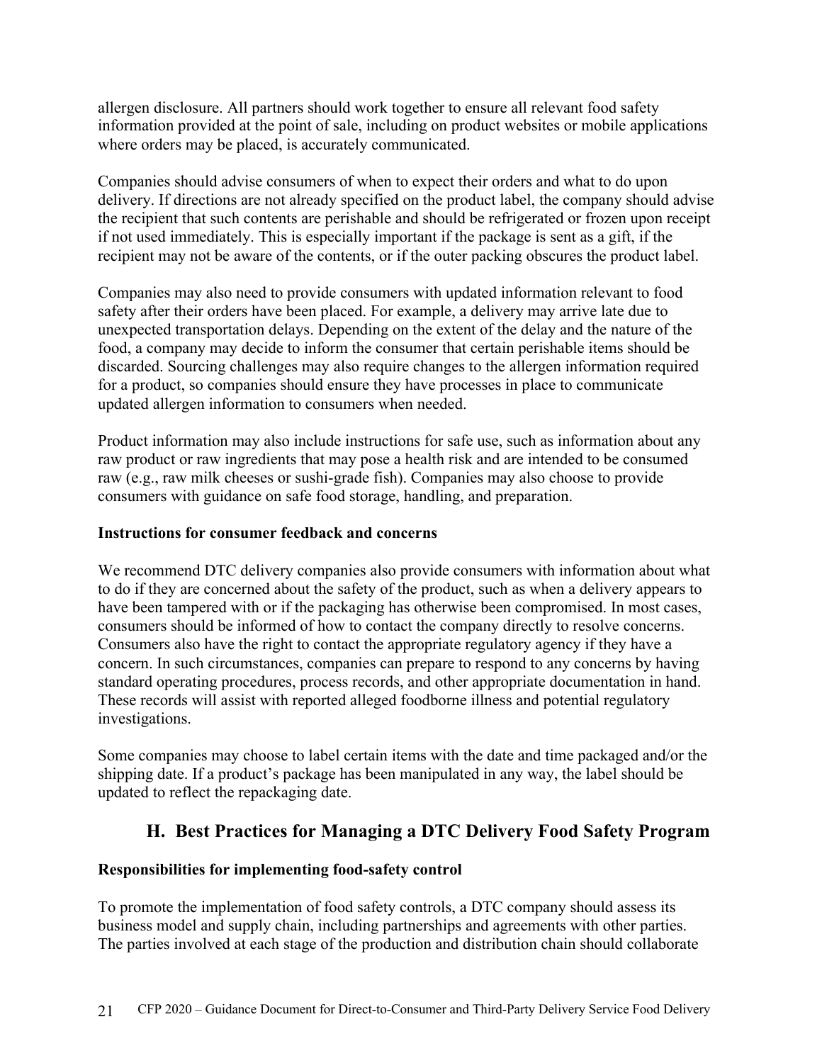allergen disclosure. All partners should work together to ensure all relevant food safety information provided at the point of sale, including on product websites or mobile applications where orders may be placed, is accurately communicated.

Companies should advise consumers of when to expect their orders and what to do upon delivery. If directions are not already specified on the product label, the company should advise the recipient that such contents are perishable and should be refrigerated or frozen upon receipt if not used immediately. This is especially important if the package is sent as a gift, if the recipient may not be aware of the contents, or if the outer packing obscures the product label.

Companies may also need to provide consumers with updated information relevant to food safety after their orders have been placed. For example, a delivery may arrive late due to unexpected transportation delays. Depending on the extent of the delay and the nature of the food, a company may decide to inform the consumer that certain perishable items should be discarded. Sourcing challenges may also require changes to the allergen information required for a product, so companies should ensure they have processes in place to communicate updated allergen information to consumers when needed.

Product information may also include instructions for safe use, such as information about any raw product or raw ingredients that may pose a health risk and are intended to be consumed raw (e.g., raw milk cheeses or sushi-grade fish). Companies may also choose to provide consumers with guidance on safe food storage, handling, and preparation.

**Instructions for consumer feedback and concerns**

We recommend DTC delivery companies also provide consumers with information about what to do if they are concerned about the safety of the product, such as when a delivery appears to have been tampered with or if the packaging has otherwise been compromised. In most cases, consumers should be informed of how to contact the company directly to resolve concerns. Consumers also have the right to contact the appropriate regulatory agency if they have a concern. In such circumstances, companies can prepare to respond to any concerns by having standard operating procedures, process records, and other appropriate documentation in hand. These records will assist with reported alleged foodborne illness and potential regulatory investigations.

Some companies may choose to label certain items with the date and time packaged and/or the shipping date. If a product's package has been manipulated in any way, the label should be updated to reflect the repackaging date.

## H. Best Practices for Managing a DTC Delivery Food Safety Program

**Responsibilities for implementing food-safety control**

To promote the implementation of food safety controls, a DTC company should assess its business model and supply chain, including partnerships and agreements with other parties. The parties involved at each stage of the production and distribution chain should collaborate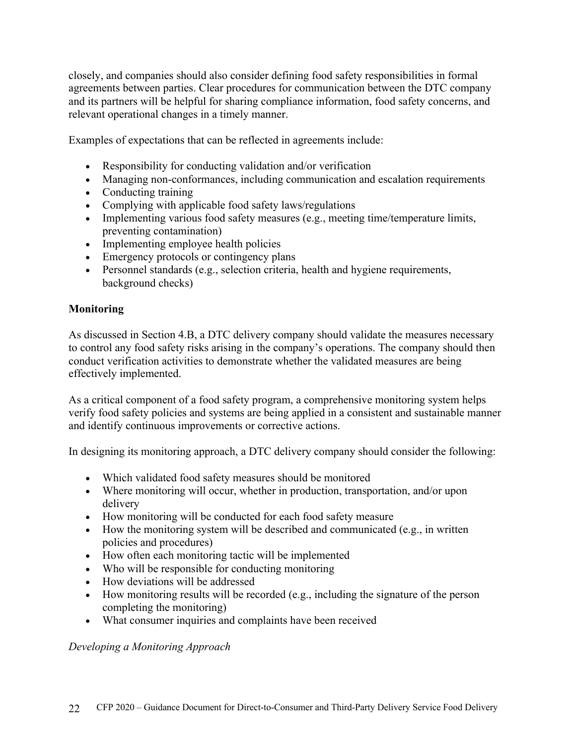closely, and companies should also consider defining food safety responsibilities in formal agreements between parties. Clear procedures for communication between the DTC company and its partners will be helpful for sharing compliance information, food safety concerns, and relevant operational changes in a timely manner.

Examples of expectations that can be reflected in agreements include:

- Responsibility for conducting validation and/or verification
- Managing non-conformances, including communication and escalation requirements
- Conducting training
- Complying with applicable food safety laws/regulations
- Implementing various food safety measures (e.g., meeting time/temperature limits, preventing contamination)
- Implementing employee health policies
- Emergency protocols or contingency plans
- Personnel standards (e.g., selection criteria, health and hygiene requirements, background checks)

**Monitoring**

As discussed in Section 4.B, a DTC delivery company should validate the measures necessary to control any food safety risks arising in the company's operations. The company should then conduct verification activities to demonstrate whether the validated measures are being effectively implemented.

As a critical component of a food safety program, a comprehensive monitoring system helps verify food safety policies and systems are being applied in a consistent and sustainable manner and identify continuous improvements or corrective actions.

In designing its monitoring approach, a DTC delivery company should consider the following:

- Which validated food safety measures should be monitored
- Where monitoring will occur, whether in production, transportation, and/or upon delivery
- How monitoring will be conducted for each food safety measure
- How the monitoring system will be described and communicated (e.g., in written policies and procedures)
- How often each monitoring tactic will be implemented
- Who will be responsible for conducting monitoring
- How deviations will be addressed
- How monitoring results will be recorded (e.g., including the signature of the person completing the monitoring)
- What consumer inquiries and complaints have been received

*Developing a Monitoring Approach*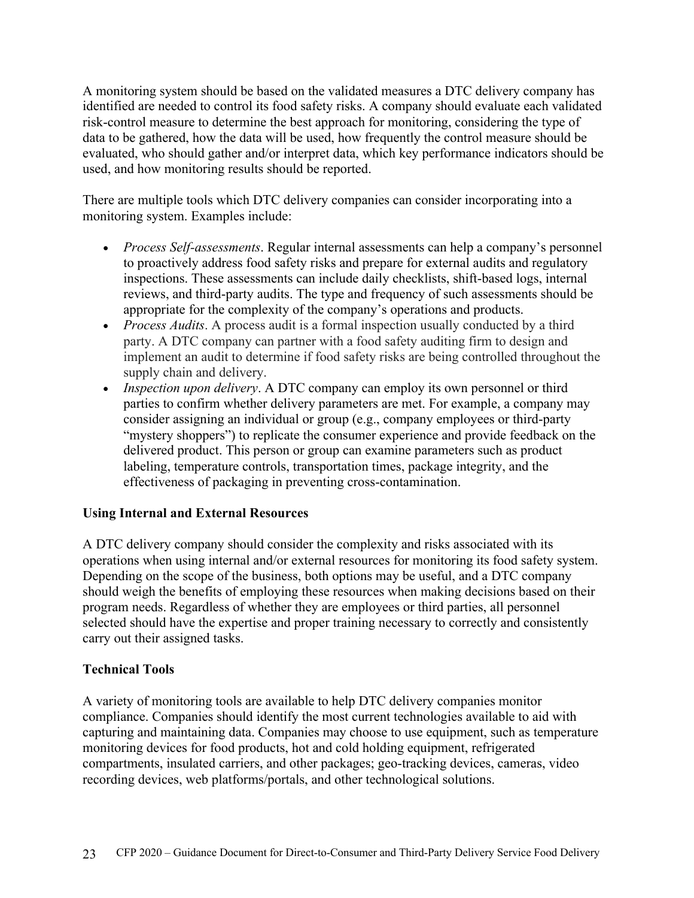A monitoring system should be based on the validated measures a DTC delivery company has identified are needed to control its food safety risks. A company should evaluate each validated risk-control measure to determine the best approach for monitoring, considering the type of data to be gathered, how the data will be used, how frequently the control measure should be evaluated, who should gather and/or interpret data, which key performance indicators should be used, and how monitoring results should be reported.

There are multiple tools which DTC delivery companies can consider incorporating into a monitoring system. Examples include:

- *Process Self-assessments*. Regular internal assessments can help a company's personnel to proactively address food safety risks and prepare for external audits and regulatory inspections. These assessments can include daily checklists, shift-based logs, internal reviews, and third-party audits. The type and frequency of such assessments should be appropriate for the complexity of the company's operations and products.
- *Process Audits*. A process audit is a formal inspection usually conducted by a third party. A DTC company can partner with a food safety auditing firm to design and implement an audit to determine if food safety risks are being controlled throughout the supply chain and delivery.
- *Inspection upon delivery*. A DTC company can employ its own personnel or third parties to confirm whether delivery parameters are met. For example, a company may consider assigning an individual or group (e.g., company employees or third-party "mystery shoppers") to replicate the consumer experience and provide feedback on the delivered product. This person or group can examine parameters such as product labeling, temperature controls, transportation times, package integrity, and the effectiveness of packaging in preventing cross-contamination.

**Using Internal and External Resources**

A DTC delivery company should consider the complexity and risks associated with its operations when using internal and/or external resources for monitoring its food safety system. Depending on the scope of the business, both options may be useful, and a DTC company should weigh the benefits of employing these resources when making decisions based on their program needs. Regardless of whether they are employees or third parties, all personnel selected should have the expertise and proper training necessary to correctly and consistently carry out their assigned tasks.

**Technical Tools**

A variety of monitoring tools are available to help DTC delivery companies monitor compliance. Companies should identify the most current technologies available to aid with capturing and maintaining data. Companies may choose to use equipment, such as temperature monitoring devices for food products, hot and cold holding equipment, refrigerated compartments, insulated carriers, and other packages; geo-tracking devices, cameras, video recording devices, web platforms/portals, and other technological solutions.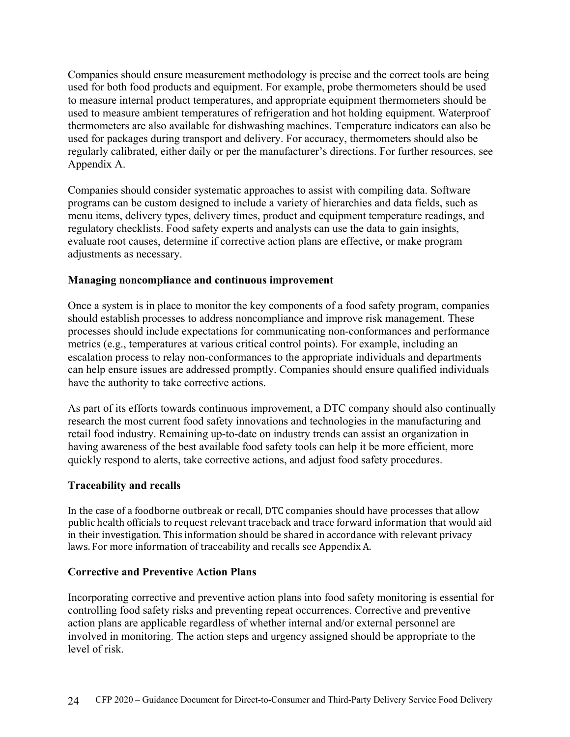Companies should ensure measurement methodology is precise and the correct tools are being used for both food products and equipment. For example, probe thermometers should be used to measure internal product temperatures, and appropriate equipment thermometers should be used to measure ambient temperatures of refrigeration and hot holding equipment. Waterproof thermometers are also available for dishwashing machines. Temperature indicators can also be used for packages during transport and delivery. For accuracy, thermometers should also be regularly calibrated, either daily or per the manufacturer's directions. For further resources, see Appendix A.

Companies should consider systematic approaches to assist with compiling data. Software programs can be custom designed to include a variety of hierarchies and data fields, such as menu items, delivery types, delivery times, product and equipment temperature readings, and regulatory checklists. Food safety experts and analysts can use the data to gain insights, evaluate root causes, determine if corrective action plans are effective, or make program adjustments as necessary.

**Managing noncompliance and continuous improvement**

Once a system is in place to monitor the key components of a food safety program, companies should establish processes to address noncompliance and improve risk management. These processes should include expectations for communicating non-conformances and performance metrics (e.g., temperatures at various critical control points). For example, including an escalation process to relay non-conformances to the appropriate individuals and departments can help ensure issues are addressed promptly. Companies should ensure qualified individuals have the authority to take corrective actions.

As part of its efforts towards continuous improvement, a DTC company should also continually research the most current food safety innovations and technologies in the manufacturing and retail food industry. Remaining up-to-date on industry trends can assist an organization in having awareness of the best available food safety tools can help it be more efficient, more quickly respond to alerts, take corrective actions, and adjust food safety procedures.

**Traceability and recalls**

In the case of a foodborne outbreak or recall, DTC companies should have processes that allow public health officials to request relevant traceback and trace forward information that would aid in their investigation. This information should be shared in accordance with relevant privacy laws. For more information of traceability and recalls see Appendix A.

**Corrective and Preventive Action Plans**

Incorporating corrective and preventive action plans into food safety monitoring is essential for controlling food safety risks and preventing repeat occurrences. Corrective and preventive action plans are applicable regardless of whether internal and/or external personnel are involved in monitoring. The action steps and urgency assigned should be appropriate to the level of risk.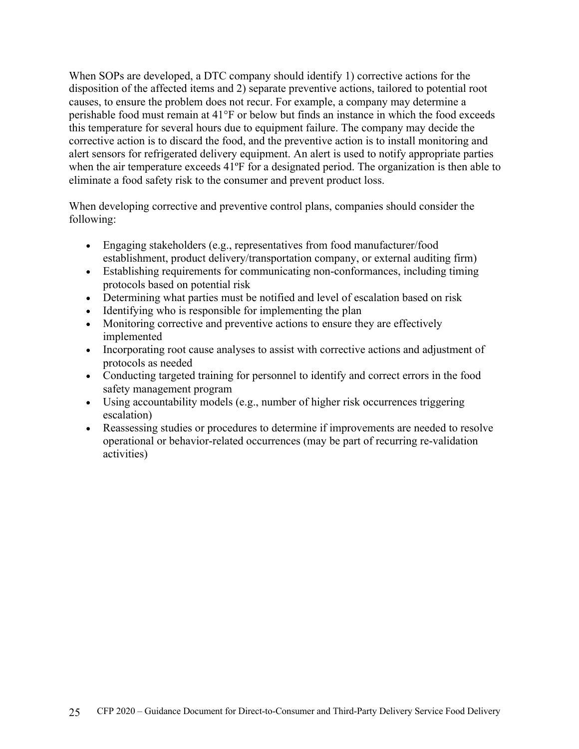When SOPs are developed, a DTC company should identify 1) corrective actions for the disposition of the affected items and 2) separate preventive actions, tailored to potential root causes, to ensure the problem does not recur. For example, a company may determine a perishable food must remain at 41°F or below but finds an instance in which the food exceeds this temperature for several hours due to equipment failure. The company may decide the corrective action is to discard the food, and the preventive action is to install monitoring and alert sensors for refrigerated delivery equipment. An alert is used to notify appropriate parties when the air temperature exceeds 41ºF for a designated period. The organization is then able to eliminate a food safety risk to the consumer and prevent product loss.

When developing corrective and preventive control plans, companies should consider the following:

- Engaging stakeholders (e.g., representatives from food manufacturer/food establishment, product delivery/transportation company, or external auditing firm)
- Establishing requirements for communicating non-conformances, including timing protocols based on potential risk
- Determining what parties must be notified and level of escalation based on risk
- Identifying who is responsible for implementing the plan
- Monitoring corrective and preventive actions to ensure they are effectively implemented
- Incorporating root cause analyses to assist with corrective actions and adjustment of protocols as needed
- Conducting targeted training for personnel to identify and correct errors in the food safety management program
- Using accountability models (e.g., number of higher risk occurrences triggering escalation)
- Reassessing studies or procedures to determine if improvements are needed to resolve operational or behavior-related occurrences (may be part of recurring re-validation activities)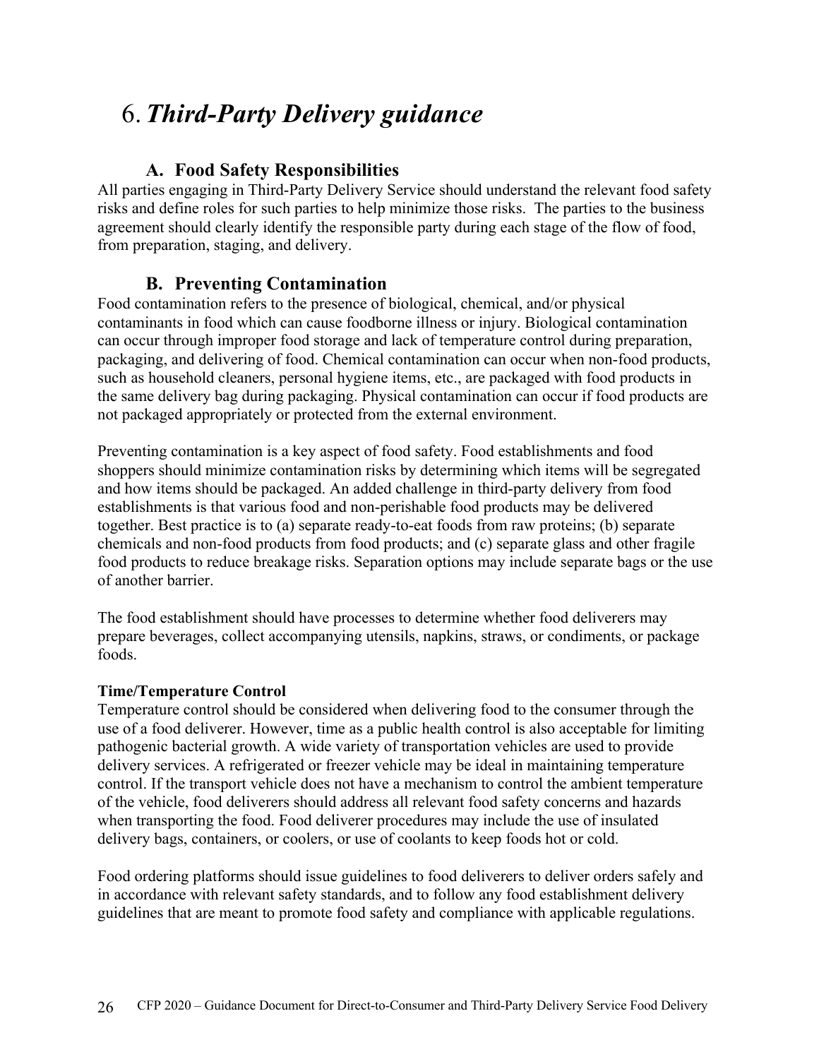# 6. *Third-Party Delivery guidance*

## A. Food Safety Responsibilities

All parties engaging in Third-Party Delivery Service should understand the relevant food safety risks and define roles for such parties to help minimize those risks. The parties to the business agreement should clearly identify the responsible party during each stage of the flow of food, from preparation, staging, and delivery.

## B. Preventing Contamination

Food contamination refers to the presence of biological, chemical, and/or physical contaminants in food which can cause foodborne illness or injury. Biological contamination can occur through improper food storage and lack of temperature control during preparation, packaging, and delivering of food. Chemical contamination can occur when non-food products, such as household cleaners, personal hygiene items, etc., are packaged with food products in the same delivery bag during packaging. Physical contamination can occur if food products are not packaged appropriately or protected from the external environment.

Preventing contamination is a key aspect of food safety. Food establishments and food shoppers should minimize contamination risks by determining which items will be segregated and how items should be packaged. An added challenge in third-party delivery from food establishments is that various food and non-perishable food products may be delivered together. Best practice is to (a) separate ready-to-eat foods from raw proteins; (b) separate chemicals and non-food products from food products; and (c) separate glass and other fragile food products to reduce breakage risks. Separation options may include separate bags or the use of another barrier.

The food establishment should have processes to determine whether food deliverers may prepare beverages, collect accompanying utensils, napkins, straws, or condiments, or package foods.

**Time/Temperature Control**

Temperature control should be considered when delivering food to the consumer through the use of a food deliverer. However, time as a public health control is also acceptable for limiting pathogenic bacterial growth. A wide variety of transportation vehicles are used to provide delivery services. A refrigerated or freezer vehicle may be ideal in maintaining temperature control. If the transport vehicle does not have a mechanism to control the ambient temperature of the vehicle, food deliverers should address all relevant food safety concerns and hazards when transporting the food. Food deliverer procedures may include the use of insulated delivery bags, containers, or coolers, or use of coolants to keep foods hot or cold.

Food ordering platforms should issue guidelines to food deliverers to deliver orders safely and in accordance with relevant safety standards, and to follow any food establishment delivery guidelines that are meant to promote food safety and compliance with applicable regulations.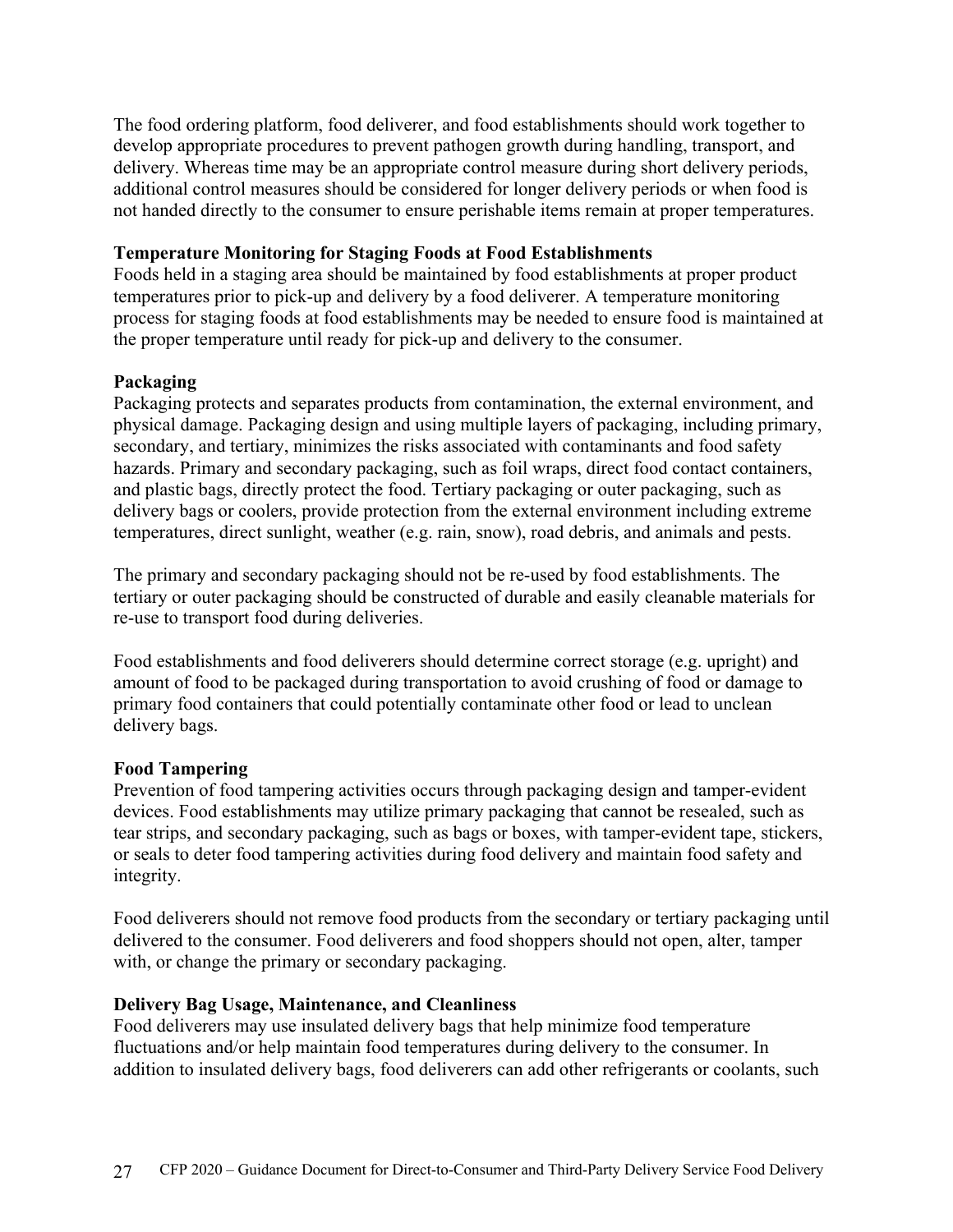The food ordering platform, food deliverer, and food establishments should work together to develop appropriate procedures to prevent pathogen growth during handling, transport, and delivery. Whereas time may be an appropriate control measure during short delivery periods, additional control measures should be considered for longer delivery periods or when food is not handed directly to the consumer to ensure perishable items remain at proper temperatures.

**Temperature Monitoring for Staging Foods at Food Establishments**

Foods held in a staging area should be maintained by food establishments at proper product temperatures prior to pick-up and delivery by a food deliverer. A temperature monitoring process for staging foods at food establishments may be needed to ensure food is maintained at the proper temperature until ready for pick-up and delivery to the consumer.

**Packaging**

Packaging protects and separates products from contamination, the external environment, and physical damage. Packaging design and using multiple layers of packaging, including primary, secondary, and tertiary, minimizes the risks associated with contaminants and food safety hazards. Primary and secondary packaging, such as foil wraps, direct food contact containers, and plastic bags, directly protect the food. Tertiary packaging or outer packaging, such as delivery bags or coolers, provide protection from the external environment including extreme temperatures, direct sunlight, weather (e.g. rain, snow), road debris, and animals and pests.

The primary and secondary packaging should not be re-used by food establishments. The tertiary or outer packaging should be constructed of durable and easily cleanable materials for re-use to transport food during deliveries.

Food establishments and food deliverers should determine correct storage (e.g. upright) and amount of food to be packaged during transportation to avoid crushing of food or damage to primary food containers that could potentially contaminate other food or lead to unclean delivery bags.

**Food Tampering**

Prevention of food tampering activities occurs through packaging design and tamper-evident devices. Food establishments may utilize primary packaging that cannot be resealed, such as tear strips, and secondary packaging, such as bags or boxes, with tamper-evident tape, stickers, or seals to deter food tampering activities during food delivery and maintain food safety and integrity.

Food deliverers should not remove food products from the secondary or tertiary packaging until delivered to the consumer. Food deliverers and food shoppers should not open, alter, tamper with, or change the primary or secondary packaging.

**Delivery Bag Usage, Maintenance, and Cleanliness**

Food deliverers may use insulated delivery bags that help minimize food temperature fluctuations and/or help maintain food temperatures during delivery to the consumer. In addition to insulated delivery bags, food deliverers can add other refrigerants or coolants, such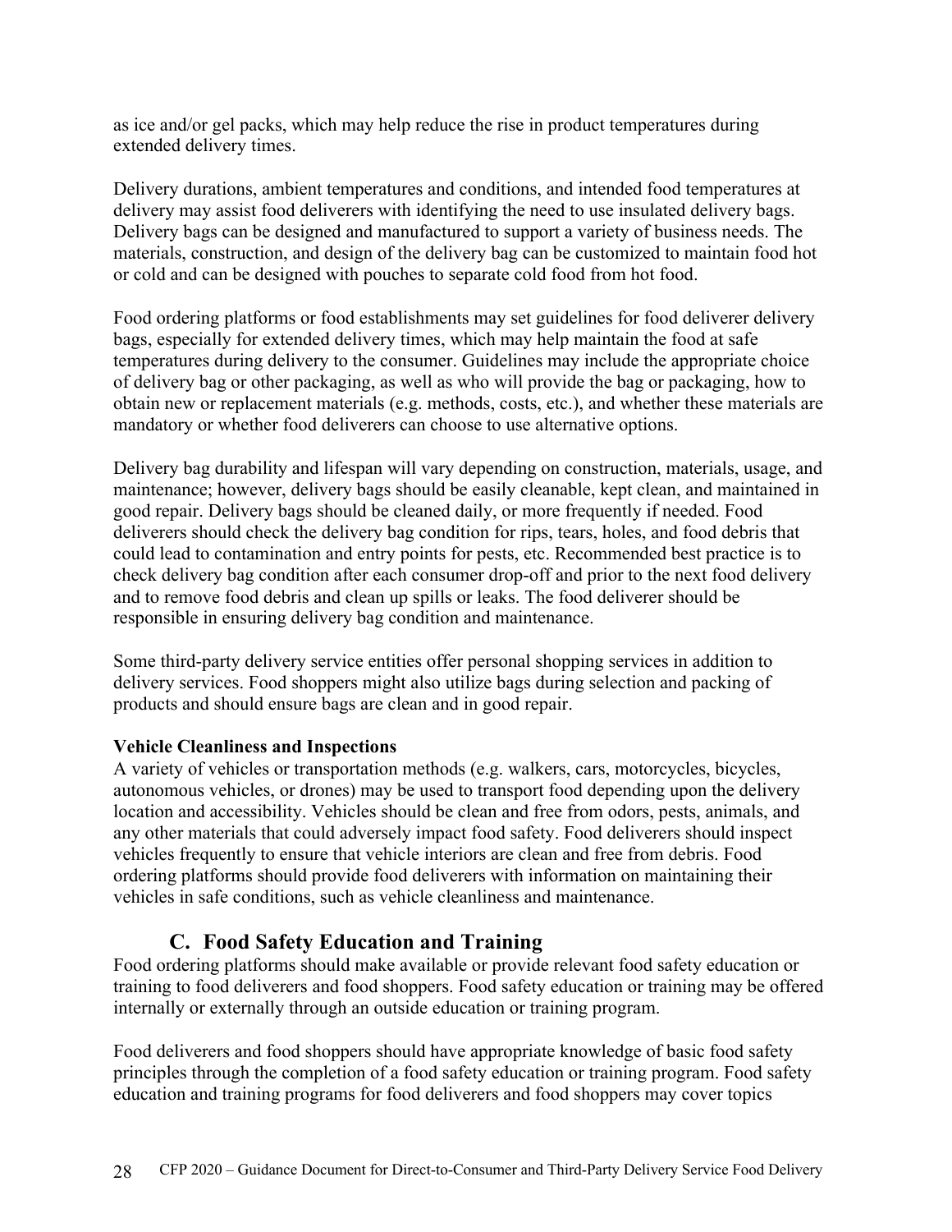as ice and/or gel packs, which may help reduce the rise in product temperatures during extended delivery times.

Delivery durations, ambient temperatures and conditions, and intended food temperatures at delivery may assist food deliverers with identifying the need to use insulated delivery bags. Delivery bags can be designed and manufactured to support a variety of business needs. The materials, construction, and design of the delivery bag can be customized to maintain food hot or cold and can be designed with pouches to separate cold food from hot food.

Food ordering platforms or food establishments may set guidelines for food deliverer delivery bags, especially for extended delivery times, which may help maintain the food at safe temperatures during delivery to the consumer. Guidelines may include the appropriate choice of delivery bag or other packaging, as well as who will provide the bag or packaging, how to obtain new or replacement materials (e.g. methods, costs, etc.), and whether these materials are mandatory or whether food deliverers can choose to use alternative options.

Delivery bag durability and lifespan will vary depending on construction, materials, usage, and maintenance; however, delivery bags should be easily cleanable, kept clean, and maintained in good repair. Delivery bags should be cleaned daily, or more frequently if needed. Food deliverers should check the delivery bag condition for rips, tears, holes, and food debris that could lead to contamination and entry points for pests, etc. Recommended best practice is to check delivery bag condition after each consumer drop-off and prior to the next food delivery and to remove food debris and clean up spills or leaks. The food deliverer should be responsible in ensuring delivery bag condition and maintenance.

Some third-party delivery service entities offer personal shopping services in addition to delivery services. Food shoppers might also utilize bags during selection and packing of products and should ensure bags are clean and in good repair.

**Vehicle Cleanliness and Inspections**

A variety of vehicles or transportation methods (e.g. walkers, cars, motorcycles, bicycles, autonomous vehicles, or drones) may be used to transport food depending upon the delivery location and accessibility. Vehicles should be clean and free from odors, pests, animals, and any other materials that could adversely impact food safety. Food deliverers should inspect vehicles frequently to ensure that vehicle interiors are clean and free from debris. Food ordering platforms should provide food deliverers with information on maintaining their vehicles in safe conditions, such as vehicle cleanliness and maintenance.

## C. Food Safety Education and Training

Food ordering platforms should make available or provide relevant food safety education or training to food deliverers and food shoppers. Food safety education or training may be offered internally or externally through an outside education or training program.

Food deliverers and food shoppers should have appropriate knowledge of basic food safety principles through the completion of a food safety education or training program. Food safety education and training programs for food deliverers and food shoppers may cover topics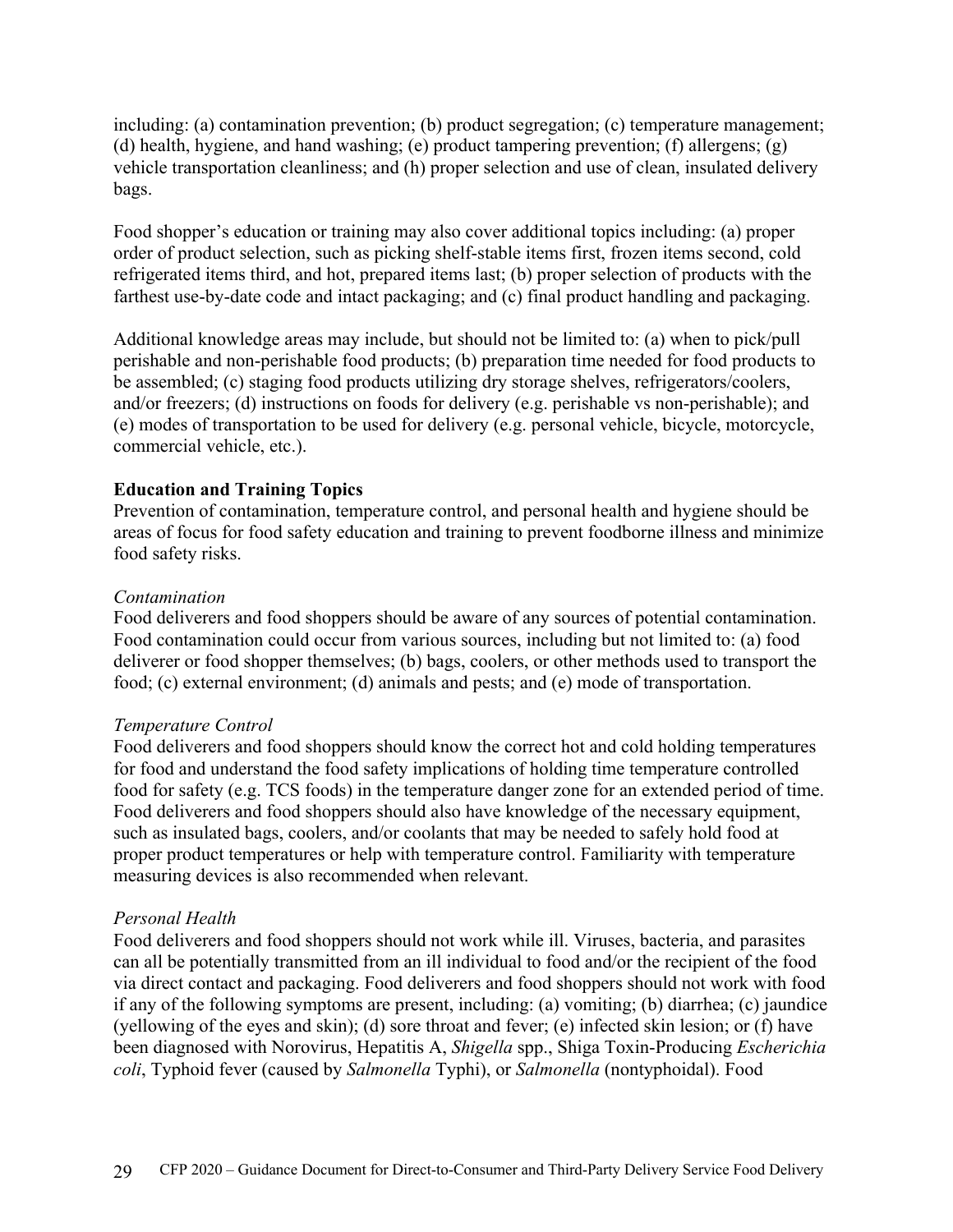including: (a) contamination prevention; (b) product segregation; (c) temperature management; (d) health, hygiene, and hand washing; (e) product tampering prevention; (f) allergens; (g) vehicle transportation cleanliness; and (h) proper selection and use of clean, insulated delivery bags.

Food shopper's education or training may also cover additional topics including: (a) proper order of product selection, such as picking shelf-stable items first, frozen items second, cold refrigerated items third, and hot, prepared items last; (b) proper selection of products with the farthest use-by-date code and intact packaging; and (c) final product handling and packaging.

Additional knowledge areas may include, but should not be limited to: (a) when to pick/pull perishable and non-perishable food products; (b) preparation time needed for food products to be assembled; (c) staging food products utilizing dry storage shelves, refrigerators/coolers, and/or freezers; (d) instructions on foods for delivery (e.g. perishable vs non-perishable); and (e) modes of transportation to be used for delivery (e.g. personal vehicle, bicycle, motorcycle, commercial vehicle, etc.).

**Education and Training Topics**

Prevention of contamination, temperature control, and personal health and hygiene should be areas of focus for food safety education and training to prevent foodborne illness and minimize food safety risks.

*Contamination*

Food deliverers and food shoppers should be aware of any sources of potential contamination. Food contamination could occur from various sources, including but not limited to: (a) food deliverer or food shopper themselves; (b) bags, coolers, or other methods used to transport the food; (c) external environment; (d) animals and pests; and (e) mode of transportation.

*Temperature Control*

Food deliverers and food shoppers should know the correct hot and cold holding temperatures for food and understand the food safety implications of holding time temperature controlled food for safety (e.g. TCS foods) in the temperature danger zone for an extended period of time. Food deliverers and food shoppers should also have knowledge of the necessary equipment, such as insulated bags, coolers, and/or coolants that may be needed to safely hold food at proper product temperatures or help with temperature control. Familiarity with temperature measuring devices is also recommended when relevant.

*Personal Health*

Food deliverers and food shoppers should not work while ill. Viruses, bacteria, and parasites can all be potentially transmitted from an ill individual to food and/or the recipient of the food via direct contact and packaging. Food deliverers and food shoppers should not work with food if any of the following symptoms are present, including: (a) vomiting; (b) diarrhea; (c) jaundice (yellowing of the eyes and skin); (d) sore throat and fever; (e) infected skin lesion; or (f) have been diagnosed with Norovirus, Hepatitis A, *Shigella* spp., Shiga Toxin-Producing *Escherichia coli*, Typhoid fever (caused by *Salmonella* Typhi), or *Salmonella* (nontyphoidal). Food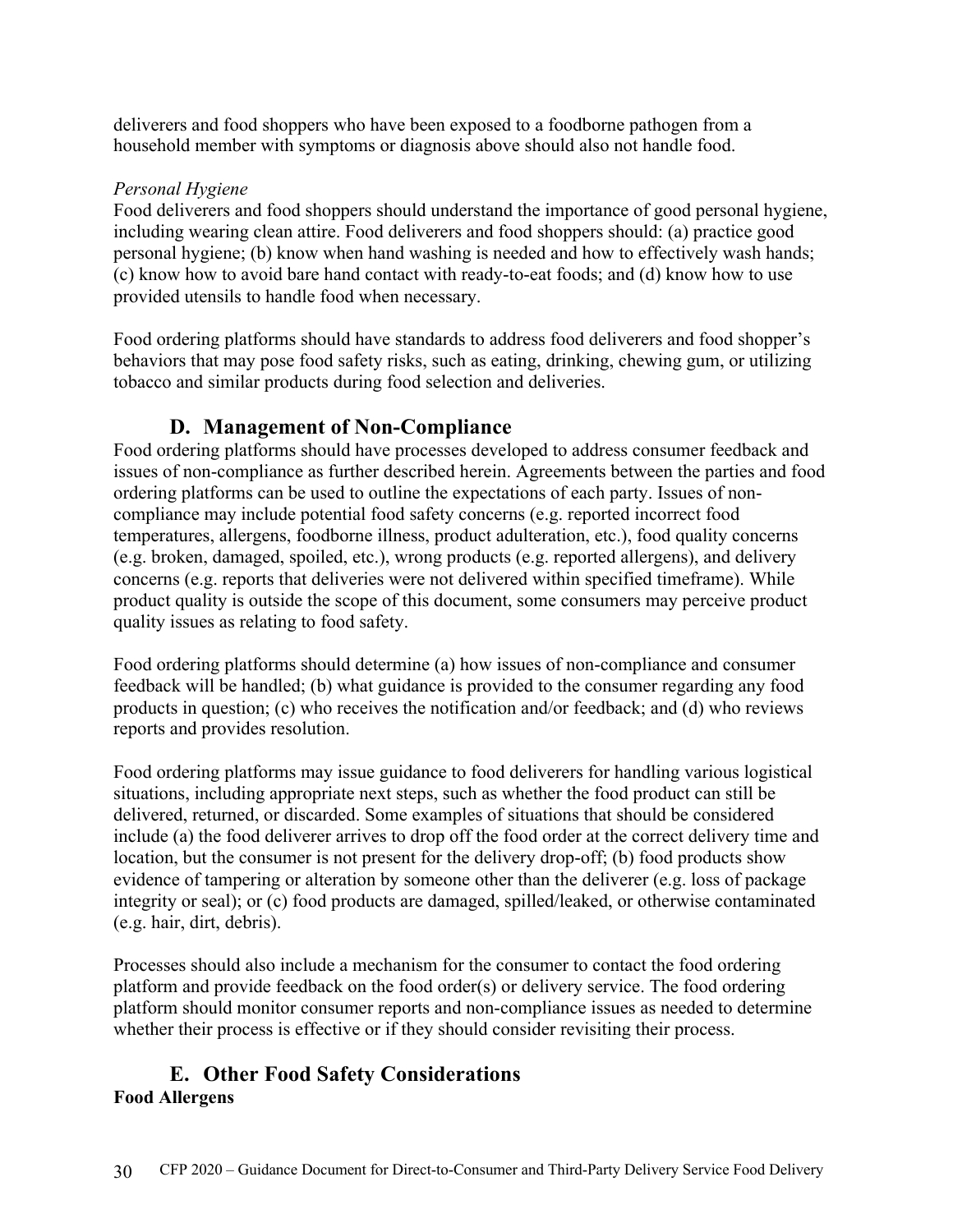deliverers and food shoppers who have been exposed to a foodborne pathogen from a household member with symptoms or diagnosis above should also not handle food.

*Personal Hygiene*

Food deliverers and food shoppers should understand the importance of good personal hygiene, including wearing clean attire. Food deliverers and food shoppers should: (a) practice good personal hygiene; (b) know when hand washing is needed and how to effectively wash hands; (c) know how to avoid bare hand contact with ready-to-eat foods; and (d) know how to use provided utensils to handle food when necessary.

Food ordering platforms should have standards to address food deliverers and food shopper's behaviors that may pose food safety risks, such as eating, drinking, chewing gum, or utilizing tobacco and similar products during food selection and deliveries.

## D. Management of Non-Compliance

Food ordering platforms should have processes developed to address consumer feedback and issues of non-compliance as further described herein. Agreements between the parties and food ordering platforms can be used to outline the expectations of each party. Issues of non-compliance may include potential food safety concerns (e.g. reported incorrect food temperatures, allergens, foodborne illness, product adulteration, etc.), food quality concerns (e.g. broken, damaged, spoiled, etc.), wrong products (e.g. reported allergens), and delivery concerns (e.g. reports that deliveries were not delivered within specified timeframe). While product quality is outside the scope of this document, some consumers may perceive product quality issues as relating to food safety.

Food ordering platforms should determine (a) how issues of non-compliance and consumer feedback will be handled; (b) what guidance is provided to the consumer regarding any food products in question; (c) who receives the notification and/or feedback; and (d) who reviews reports and provides resolution.

Food ordering platforms may issue guidance to food deliverers for handling various logistical situations, including appropriate next steps, such as whether the food product can still be delivered, returned, or discarded. Some examples of situations that should be considered include (a) the food deliverer arrives to drop off the food order at the correct delivery time and location, but the consumer is not present for the delivery drop-off; (b) food products show evidence of tampering or alteration by someone other than the deliverer (e.g. loss of package integrity or seal); or (c) food products are damaged, spilled/leaked, or otherwise contaminated (e.g. hair, dirt, debris).

Processes should also include a mechanism for the consumer to contact the food ordering platform and provide feedback on the food order(s) or delivery service. The food ordering platform should monitor consumer reports and non-compliance issues as needed to determine whether their process is effective or if they should consider revisiting their process.

## E. Other Food Safety Considerations

**Food Allergens**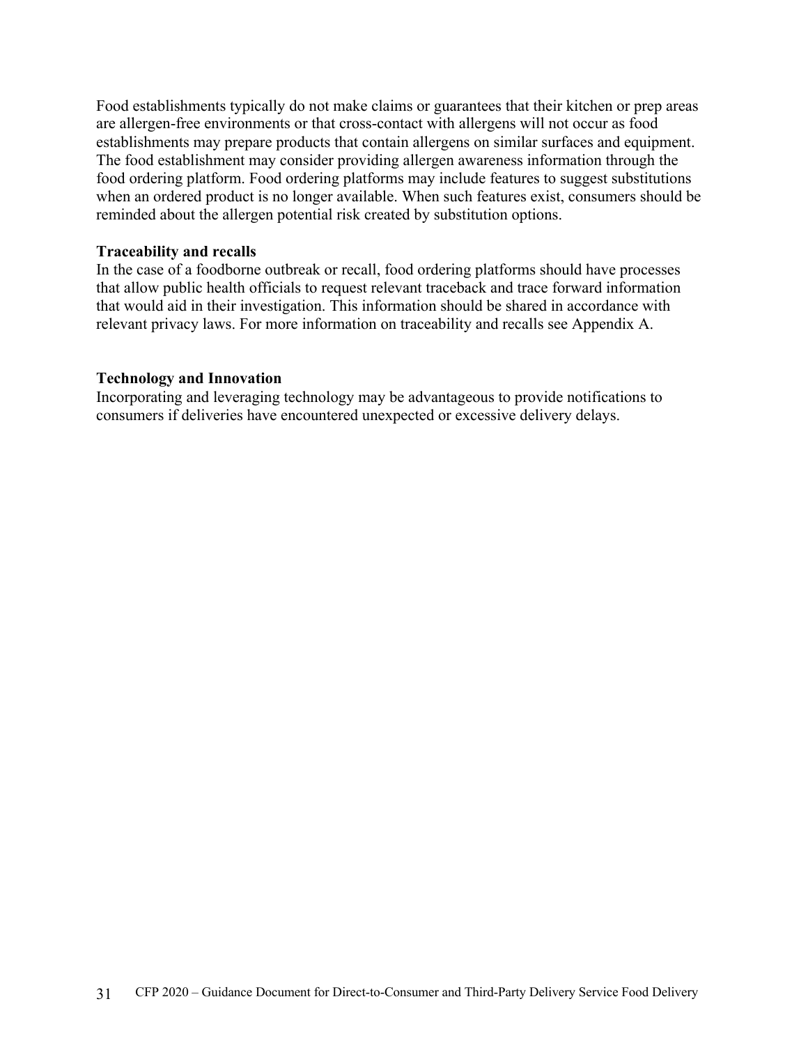Food establishments typically do not make claims or guarantees that their kitchen or prep areas are allergen-free environments or that cross-contact with allergens will not occur as food establishments may prepare products that contain allergens on similar surfaces and equipment. The food establishment may consider providing allergen awareness information through the food ordering platform. Food ordering platforms may include features to suggest substitutions when an ordered product is no longer available. When such features exist, consumers should be reminded about the allergen potential risk created by substitution options.

**Traceability and recalls**

In the case of a foodborne outbreak or recall, food ordering platforms should have processes that allow public health officials to request relevant traceback and trace forward information that would aid in their investigation. This information should be shared in accordance with relevant privacy laws. For more information on traceability and recalls see Appendix A.

**Technology and Innovation**

Incorporating and leveraging technology may be advantageous to provide notifications to consumers if deliveries have encountered unexpected or excessive delivery delays.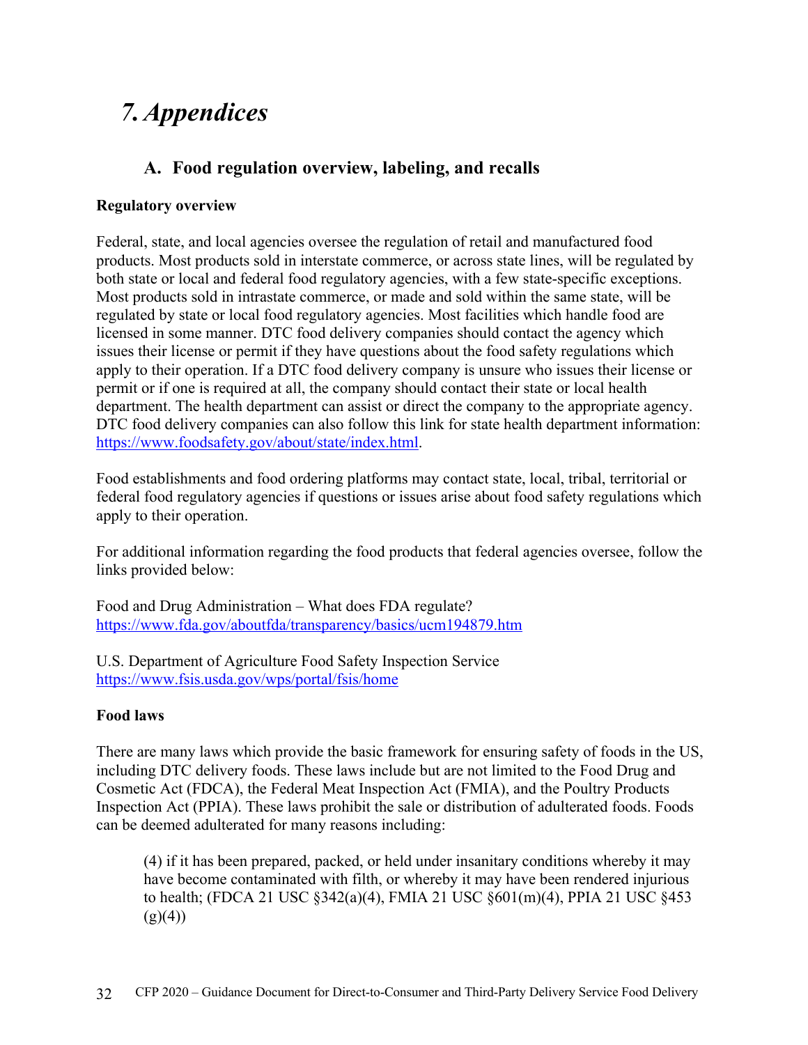# 7. *Appendices*

## A. Food regulation overview, labeling, and recalls

**Regulatory overview**

Federal, state, and local agencies oversee the regulation of retail and manufactured food products. Most products sold in interstate commerce, or across state lines, will be regulated by both state or local and federal food regulatory agencies, with a few state-specific exceptions. Most products sold in intrastate commerce, or made and sold within the same state, will be regulated by state or local food regulatory agencies. Most facilities which handle food are licensed in some manner. DTC food delivery companies should contact the agency which issues their license or permit if they have questions about the food safety regulations which apply to their operation. If a DTC food delivery company is unsure who issues their license or permit or if one is required at all, the company should contact their state or local health department. The health department can assist or direct the company to the appropriate agency. DTC food delivery companies can also follow this link for state health department information: https://www.foodsafety.gov/about/state/index.html.

Food establishments and food ordering platforms may contact state, local, tribal, territorial or federal food regulatory agencies if questions or issues arise about food safety regulations which apply to their operation.

For additional information regarding the food products that federal agencies oversee, follow the links provided below:

Food and Drug Administration – What does FDA regulate?
https://www.fda.gov/aboutfda/transparency/basics/ucm194879.htm

U.S. Department of Agriculture Food Safety Inspection Service
https://www.fsis.usda.gov/wps/portal/fsis/home

**Food laws**

There are many laws which provide the basic framework for ensuring safety of foods in the US, including DTC delivery foods. These laws include but are not limited to the Food Drug and Cosmetic Act (FDCA), the Federal Meat Inspection Act (FMIA), and the Poultry Products Inspection Act (PPIA). These laws prohibit the sale or distribution of adulterated foods. Foods can be deemed adulterated for many reasons including:

> (4) if it has been prepared, packed, or held under insanitary conditions whereby it may have become contaminated with filth, or whereby it may have been rendered injurious to health; (FDCA 21 USC §342(a)(4), FMIA 21 USC §601(m)(4), PPIA 21 USC §453 (g)(4))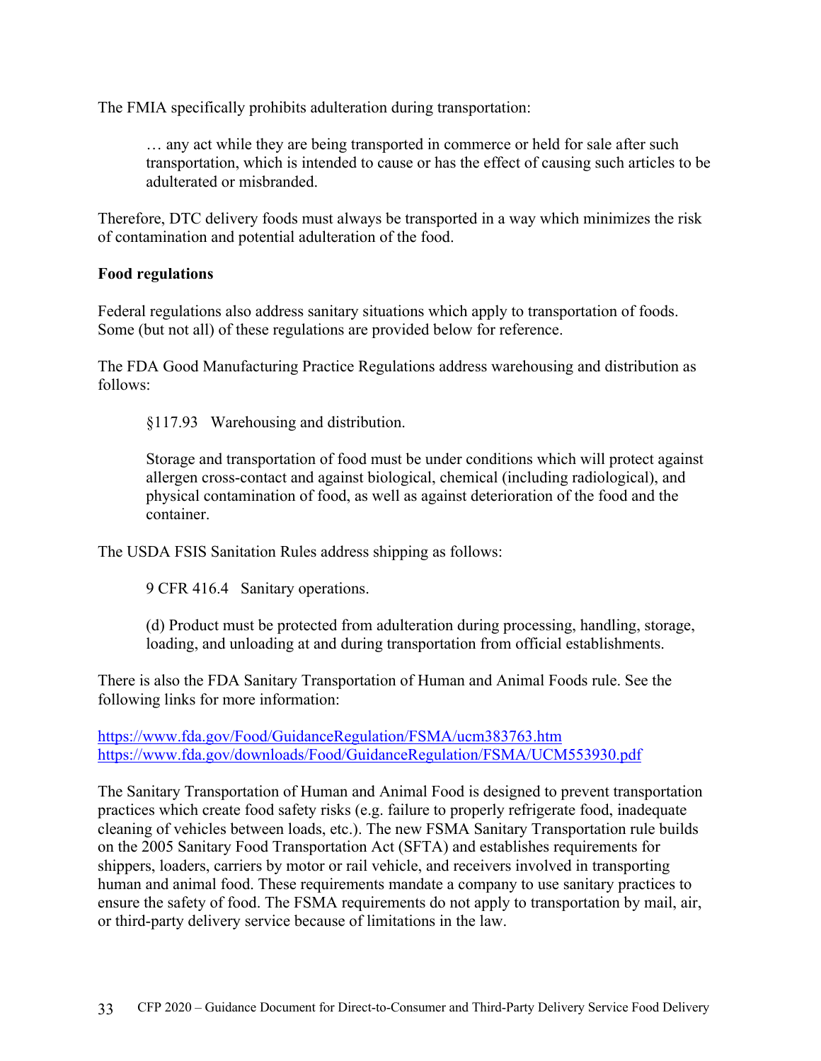The FMIA specifically prohibits adulteration during transportation:

> … any act while they are being transported in commerce or held for sale after such transportation, which is intended to cause or has the effect of causing such articles to be adulterated or misbranded.

Therefore, DTC delivery foods must always be transported in a way which minimizes the risk of contamination and potential adulteration of the food.

**Food regulations**

Federal regulations also address sanitary situations which apply to transportation of foods. Some (but not all) of these regulations are provided below for reference.

The FDA Good Manufacturing Practice Regulations address warehousing and distribution as follows:

> §117.93 Warehousing and distribution.
>
> Storage and transportation of food must be under conditions which will protect against allergen cross-contact and against biological, chemical (including radiological), and physical contamination of food, as well as against deterioration of the food and the container.

The USDA FSIS Sanitation Rules address shipping as follows:

> 9 CFR 416.4 Sanitary operations.
>
> (d) Product must be protected from adulteration during processing, handling, storage, loading, and unloading at and during transportation from official establishments.

There is also the FDA Sanitary Transportation of Human and Animal Foods rule. See the following links for more information:

https://www.fda.gov/Food/GuidanceRegulation/FSMA/ucm383763.htm
https://www.fda.gov/downloads/Food/GuidanceRegulation/FSMA/UCM553930.pdf

The Sanitary Transportation of Human and Animal Food is designed to prevent transportation practices which create food safety risks (e.g. failure to properly refrigerate food, inadequate cleaning of vehicles between loads, etc.). The new FSMA Sanitary Transportation rule builds on the 2005 Sanitary Food Transportation Act (SFTA) and establishes requirements for shippers, loaders, carriers by motor or rail vehicle, and receivers involved in transporting human and animal food. These requirements mandate a company to use sanitary practices to ensure the safety of food. The FSMA requirements do not apply to transportation by mail, air, or third-party delivery service because of limitations in the law.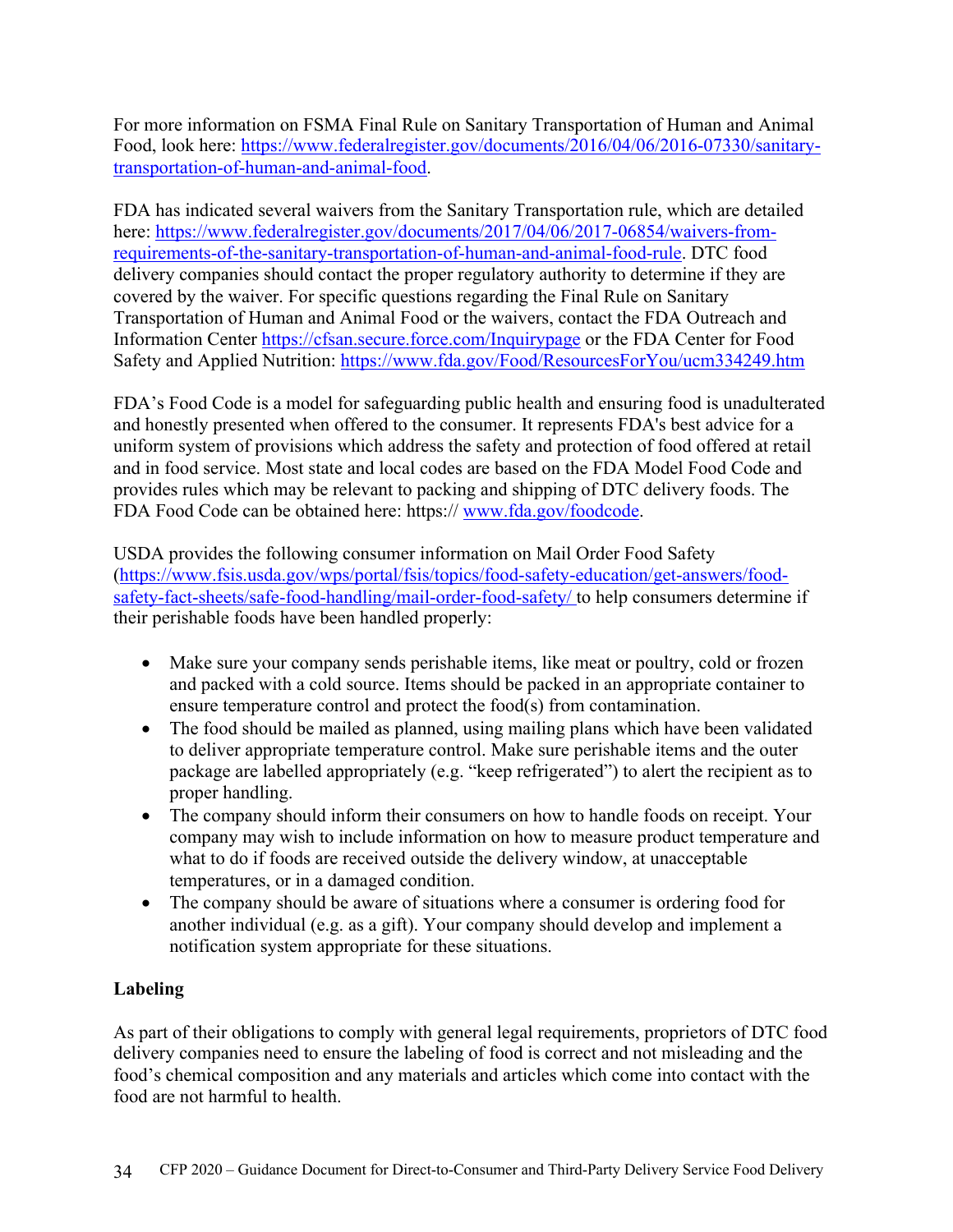For more information on FSMA Final Rule on Sanitary Transportation of Human and Animal Food, look here: https://www.federalregister.gov/documents/2016/04/06/2016-07330/sanitary-transportation-of-human-and-animal-food.

FDA has indicated several waivers from the Sanitary Transportation rule, which are detailed here: https://www.federalregister.gov/documents/2017/04/06/2017-06854/waivers-from-requirements-of-the-sanitary-transportation-of-human-and-animal-food-rule. DTC food delivery companies should contact the proper regulatory authority to determine if they are covered by the waiver. For specific questions regarding the Final Rule on Sanitary Transportation of Human and Animal Food or the waivers, contact the FDA Outreach and Information Center https://cfsan.secure.force.com/Inquirypage or the FDA Center for Food Safety and Applied Nutrition: https://www.fda.gov/Food/ResourcesForYou/ucm334249.htm

FDA's Food Code is a model for safeguarding public health and ensuring food is unadulterated and honestly presented when offered to the consumer. It represents FDA's best advice for a uniform system of provisions which address the safety and protection of food offered at retail and in food service. Most state and local codes are based on the FDA Model Food Code and provides rules which may be relevant to packing and shipping of DTC delivery foods. The FDA Food Code can be obtained here: https:// www.fda.gov/foodcode.

USDA provides the following consumer information on Mail Order Food Safety (https://www.fsis.usda.gov/wps/portal/fsis/topics/food-safety-education/get-answers/food-safety-fact-sheets/safe-food-handling/mail-order-food-safety/ to help consumers determine if their perishable foods have been handled properly:

- Make sure your company sends perishable items, like meat or poultry, cold or frozen and packed with a cold source. Items should be packed in an appropriate container to ensure temperature control and protect the food(s) from contamination.
- The food should be mailed as planned, using mailing plans which have been validated to deliver appropriate temperature control. Make sure perishable items and the outer package are labelled appropriately (e.g. "keep refrigerated") to alert the recipient as to proper handling.
- The company should inform their consumers on how to handle foods on receipt. Your company may wish to include information on how to measure product temperature and what to do if foods are received outside the delivery window, at unacceptable temperatures, or in a damaged condition.
- The company should be aware of situations where a consumer is ordering food for another individual (e.g. as a gift). Your company should develop and implement a notification system appropriate for these situations.

**Labeling**

As part of their obligations to comply with general legal requirements, proprietors of DTC food delivery companies need to ensure the labeling of food is correct and not misleading and the food's chemical composition and any materials and articles which come into contact with the food are not harmful to health.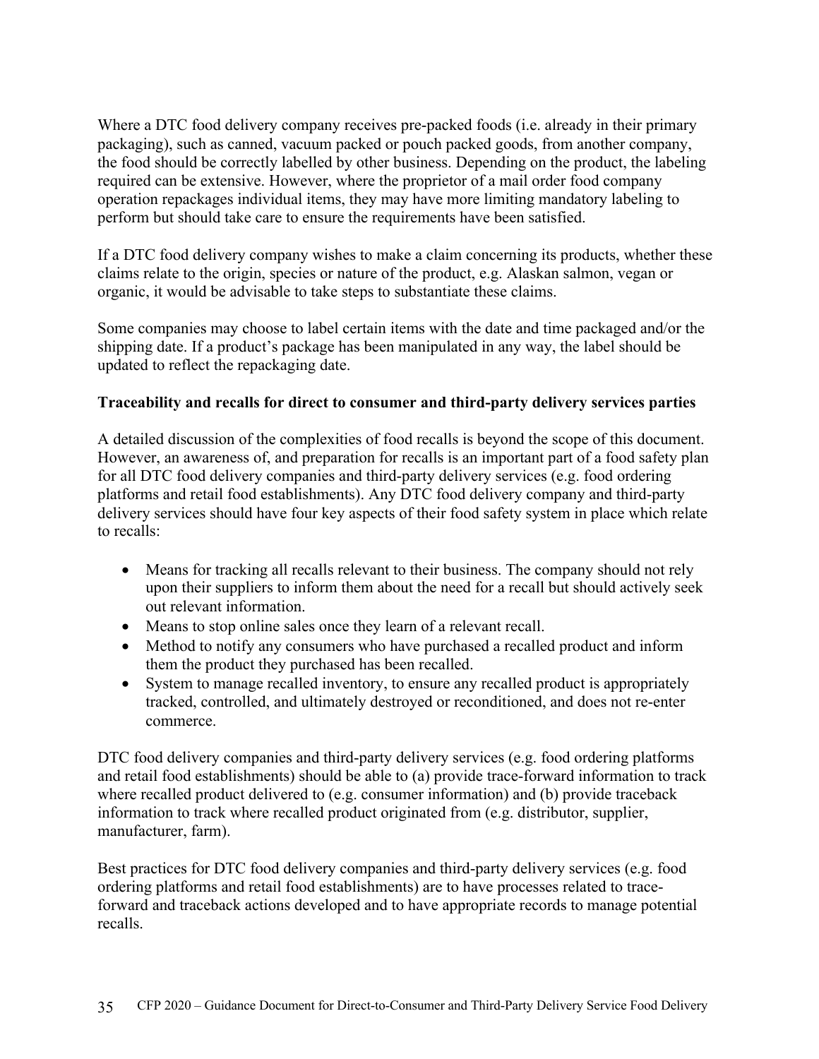Where a DTC food delivery company receives pre-packed foods (i.e. already in their primary packaging), such as canned, vacuum packed or pouch packed goods, from another company, the food should be correctly labelled by other business. Depending on the product, the labeling required can be extensive. However, where the proprietor of a mail order food company operation repackages individual items, they may have more limiting mandatory labeling to perform but should take care to ensure the requirements have been satisfied.

If a DTC food delivery company wishes to make a claim concerning its products, whether these claims relate to the origin, species or nature of the product, e.g. Alaskan salmon, vegan or organic, it would be advisable to take steps to substantiate these claims.

Some companies may choose to label certain items with the date and time packaged and/or the shipping date. If a product's package has been manipulated in any way, the label should be updated to reflect the repackaging date.

**Traceability and recalls for direct to consumer and third-party delivery services parties**

A detailed discussion of the complexities of food recalls is beyond the scope of this document. However, an awareness of, and preparation for recalls is an important part of a food safety plan for all DTC food delivery companies and third-party delivery services (e.g. food ordering platforms and retail food establishments). Any DTC food delivery company and third-party delivery services should have four key aspects of their food safety system in place which relate to recalls:

- Means for tracking all recalls relevant to their business. The company should not rely upon their suppliers to inform them about the need for a recall but should actively seek out relevant information.
- Means to stop online sales once they learn of a relevant recall.
- Method to notify any consumers who have purchased a recalled product and inform them the product they purchased has been recalled.
- System to manage recalled inventory, to ensure any recalled product is appropriately tracked, controlled, and ultimately destroyed or reconditioned, and does not re-enter commerce.

DTC food delivery companies and third-party delivery services (e.g. food ordering platforms and retail food establishments) should be able to (a) provide trace-forward information to track where recalled product delivered to (e.g. consumer information) and (b) provide traceback information to track where recalled product originated from (e.g. distributor, supplier, manufacturer, farm).

Best practices for DTC food delivery companies and third-party delivery services (e.g. food ordering platforms and retail food establishments) are to have processes related to trace-forward and traceback actions developed and to have appropriate records to manage potential recalls.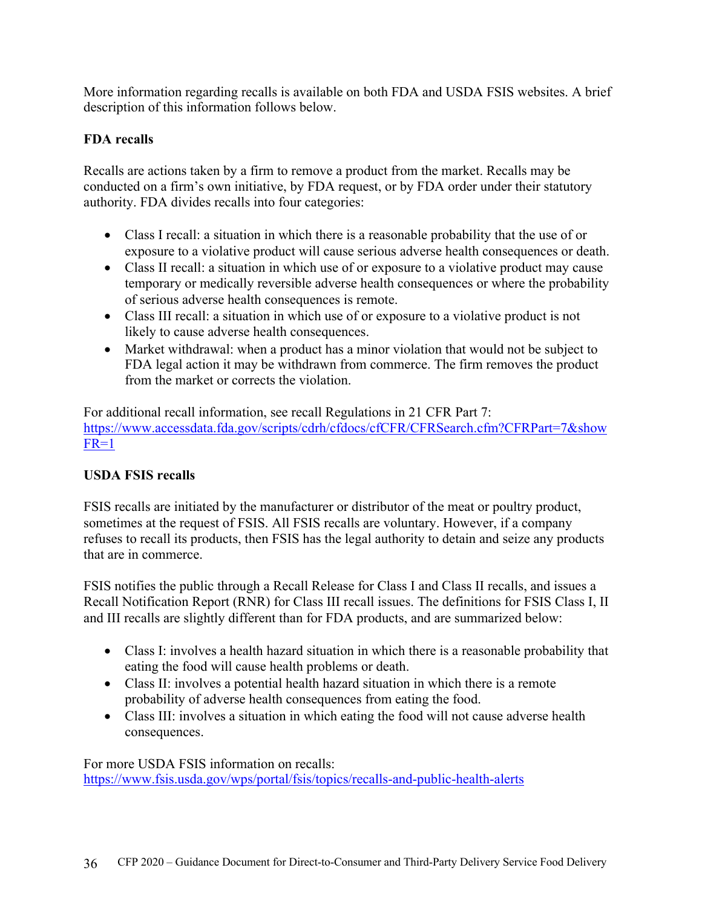More information regarding recalls is available on both FDA and USDA FSIS websites. A brief description of this information follows below.

**FDA recalls**

Recalls are actions taken by a firm to remove a product from the market. Recalls may be conducted on a firm's own initiative, by FDA request, or by FDA order under their statutory authority. FDA divides recalls into four categories:

- Class I recall: a situation in which there is a reasonable probability that the use of or exposure to a violative product will cause serious adverse health consequences or death.
- Class II recall: a situation in which use of or exposure to a violative product may cause temporary or medically reversible adverse health consequences or where the probability of serious adverse health consequences is remote.
- Class III recall: a situation in which use of or exposure to a violative product is not likely to cause adverse health consequences.
- Market withdrawal: when a product has a minor violation that would not be subject to FDA legal action it may be withdrawn from commerce. The firm removes the product from the market or corrects the violation.

For additional recall information, see recall Regulations in 21 CFR Part 7: https://www.accessdata.fda.gov/scripts/cdrh/cfdocs/cfCFR/CFRSearch.cfm?CFRPart=7&showFR=1

**USDA FSIS recalls**

FSIS recalls are initiated by the manufacturer or distributor of the meat or poultry product, sometimes at the request of FSIS. All FSIS recalls are voluntary. However, if a company refuses to recall its products, then FSIS has the legal authority to detain and seize any products that are in commerce.

FSIS notifies the public through a Recall Release for Class I and Class II recalls, and issues a Recall Notification Report (RNR) for Class III recall issues. The definitions for FSIS Class I, II and III recalls are slightly different than for FDA products, and are summarized below:

- Class I: involves a health hazard situation in which there is a reasonable probability that eating the food will cause health problems or death.
- Class II: involves a potential health hazard situation in which there is a remote probability of adverse health consequences from eating the food.
- Class III: involves a situation in which eating the food will not cause adverse health consequences.

For more USDA FSIS information on recalls: https://www.fsis.usda.gov/wps/portal/fsis/topics/recalls-and-public-health-alerts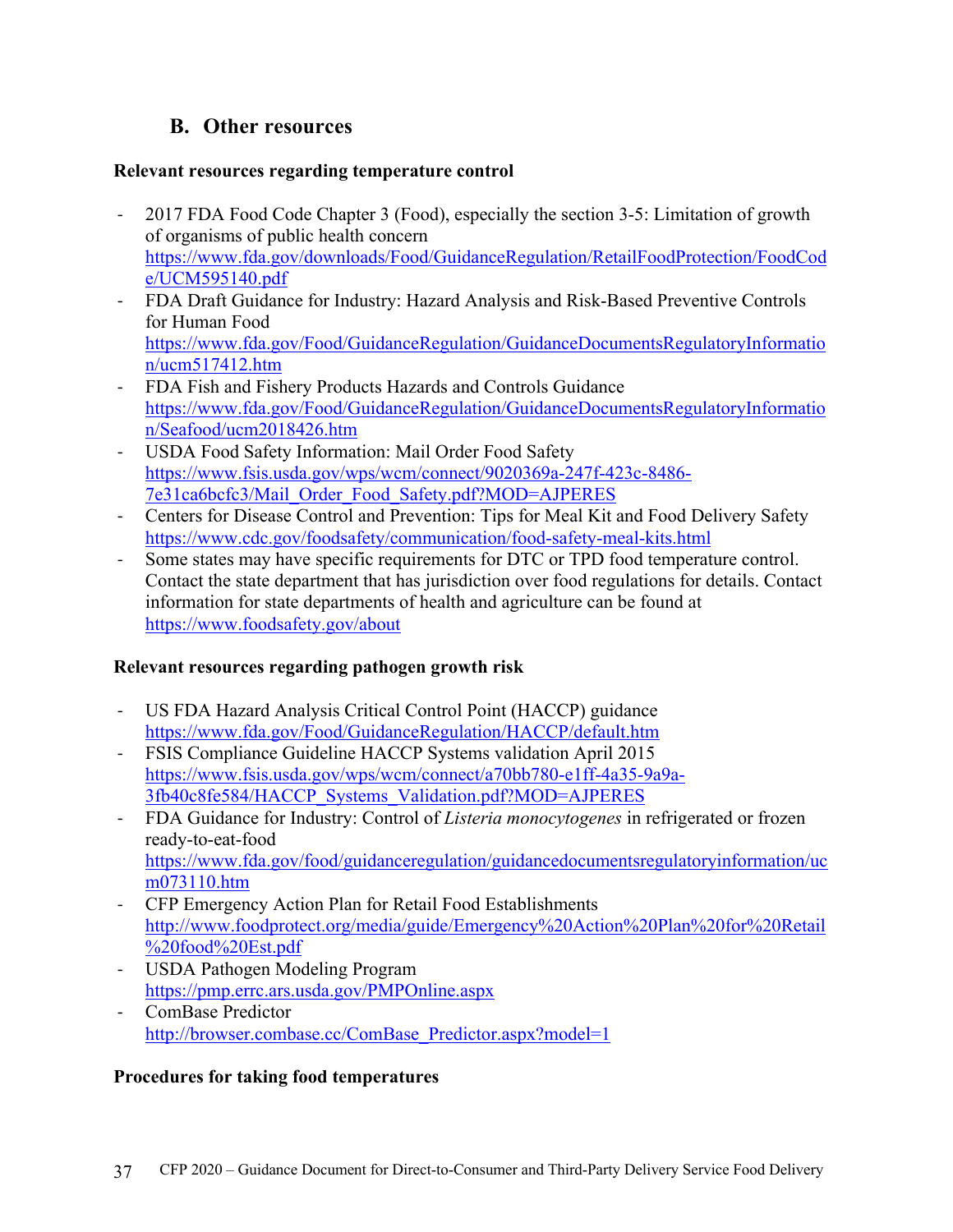## B. Other resources

**Relevant resources regarding temperature control**

- 2017 FDA Food Code Chapter 3 (Food), especially the section 3-5: Limitation of growth of organisms of public health concern https://www.fda.gov/downloads/Food/GuidanceRegulation/RetailFoodProtection/FoodCode/UCM595140.pdf
- FDA Draft Guidance for Industry: Hazard Analysis and Risk-Based Preventive Controls for Human Food https://www.fda.gov/Food/GuidanceRegulation/GuidanceDocumentsRegulatoryInformation/ucm517412.htm
- FDA Fish and Fishery Products Hazards and Controls Guidance https://www.fda.gov/Food/GuidanceRegulation/GuidanceDocumentsRegulatoryInformation/Seafood/ucm2018426.htm
- USDA Food Safety Information: Mail Order Food Safety https://www.fsis.usda.gov/wps/wcm/connect/9020369a-247f-423c-8486-7e31ca6bcfc3/Mail_Order_Food_Safety.pdf?MOD=AJPERES
- Centers for Disease Control and Prevention: Tips for Meal Kit and Food Delivery Safety https://www.cdc.gov/foodsafety/communication/food-safety-meal-kits.html
- Some states may have specific requirements for DTC or TPD food temperature control. Contact the state department that has jurisdiction over food regulations for details. Contact information for state departments of health and agriculture can be found at https://www.foodsafety.gov/about

**Relevant resources regarding pathogen growth risk**

- US FDA Hazard Analysis Critical Control Point (HACCP) guidance https://www.fda.gov/Food/GuidanceRegulation/HACCP/default.htm
- FSIS Compliance Guideline HACCP Systems validation April 2015 https://www.fsis.usda.gov/wps/wcm/connect/a70bb780-e1ff-4a35-9a9a-3fb40c8fe584/HACCP_Systems_Validation.pdf?MOD=AJPERES
- FDA Guidance for Industry: Control of *Listeria monocytogenes* in refrigerated or frozen ready-to-eat-food https://www.fda.gov/food/guidanceregulation/guidancedocumentsregulatoryinformation/ucm073110.htm
- CFP Emergency Action Plan for Retail Food Establishments http://www.foodprotect.org/media/guide/Emergency%20Action%20Plan%20for%20Retail%20food%20Est.pdf
- USDA Pathogen Modeling Program https://pmp.errc.ars.usda.gov/PMPOnline.aspx
- ComBase Predictor http://browser.combase.cc/ComBase_Predictor.aspx?model=1

**Procedures for taking food temperatures**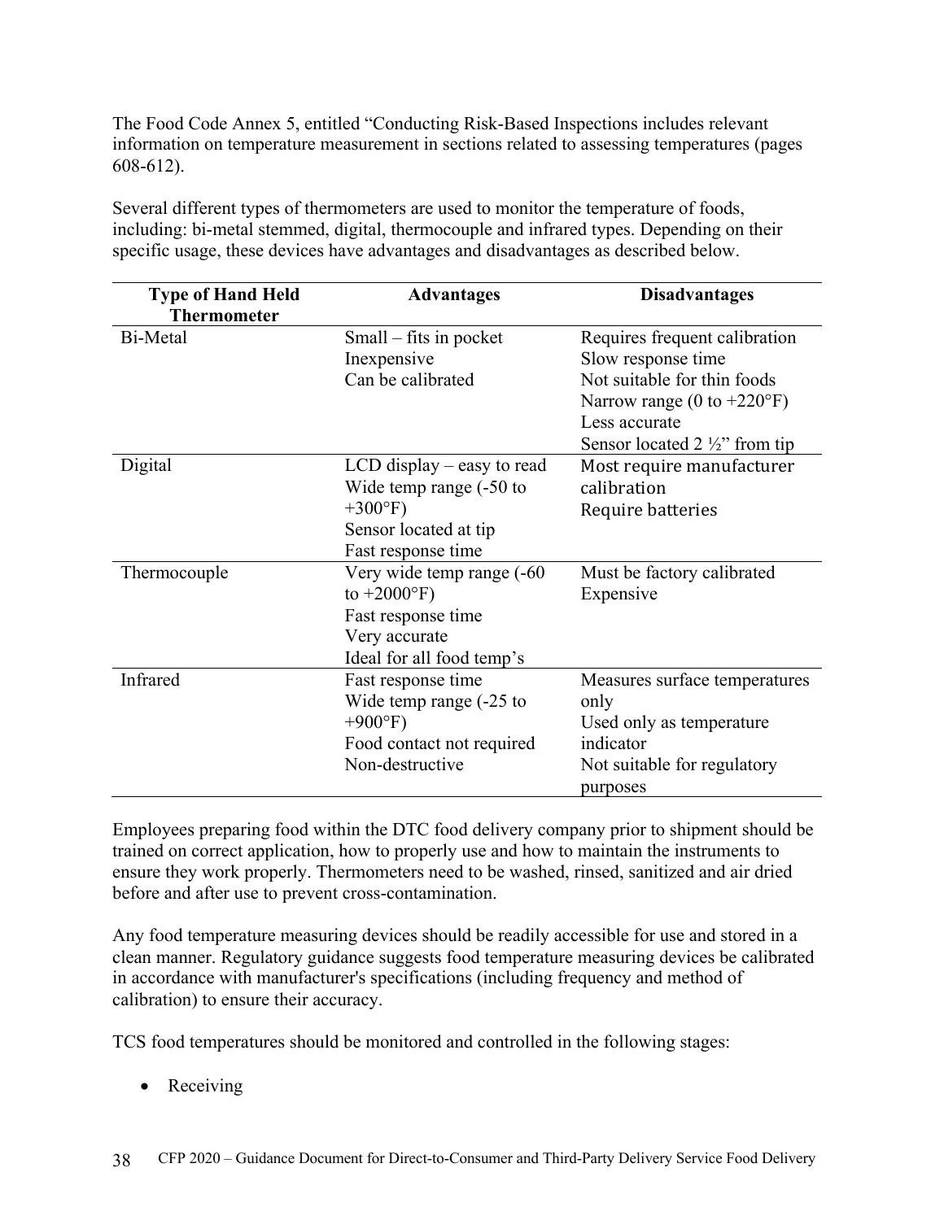The Food Code Annex 5, entitled "Conducting Risk-Based Inspections includes relevant information on temperature measurement in sections related to assessing temperatures (pages 608-612).

Several different types of thermometers are used to monitor the temperature of foods, including: bi-metal stemmed, digital, thermocouple and infrared types. Depending on their specific usage, these devices have advantages and disadvantages as described below.

| Type of Hand Held Thermometer | Advantages | Disadvantages |
|---|---|---|
| Bi-Metal | Small – fits in pocket<br>Inexpensive<br>Can be calibrated | Requires frequent calibration<br>Slow response time<br>Not suitable for thin foods<br>Narrow range (0 to +220°F)<br>Less accurate<br>Sensor located 2 ½" from tip |
| Digital | LCD display – easy to read<br>Wide temp range (-50 to +300°F)<br>Sensor located at tip<br>Fast response time | Most require manufacturer calibration<br>Require batteries |
| Thermocouple | Very wide temp range (-60 to +2000°F)<br>Fast response time<br>Very accurate<br>Ideal for all food temp's | Must be factory calibrated<br>Expensive |
| Infrared | Fast response time<br>Wide temp range (-25 to +900°F)<br>Food contact not required<br>Non-destructive | Measures surface temperatures only<br>Used only as temperature indicator<br>Not suitable for regulatory purposes |

Employees preparing food within the DTC food delivery company prior to shipment should be trained on correct application, how to properly use and how to maintain the instruments to ensure they work properly. Thermometers need to be washed, rinsed, sanitized and air dried before and after use to prevent cross-contamination.

Any food temperature measuring devices should be readily accessible for use and stored in a clean manner. Regulatory guidance suggests food temperature measuring devices be calibrated in accordance with manufacturer's specifications (including frequency and method of calibration) to ensure their accuracy.

TCS food temperatures should be monitored and controlled in the following stages:

- Receiving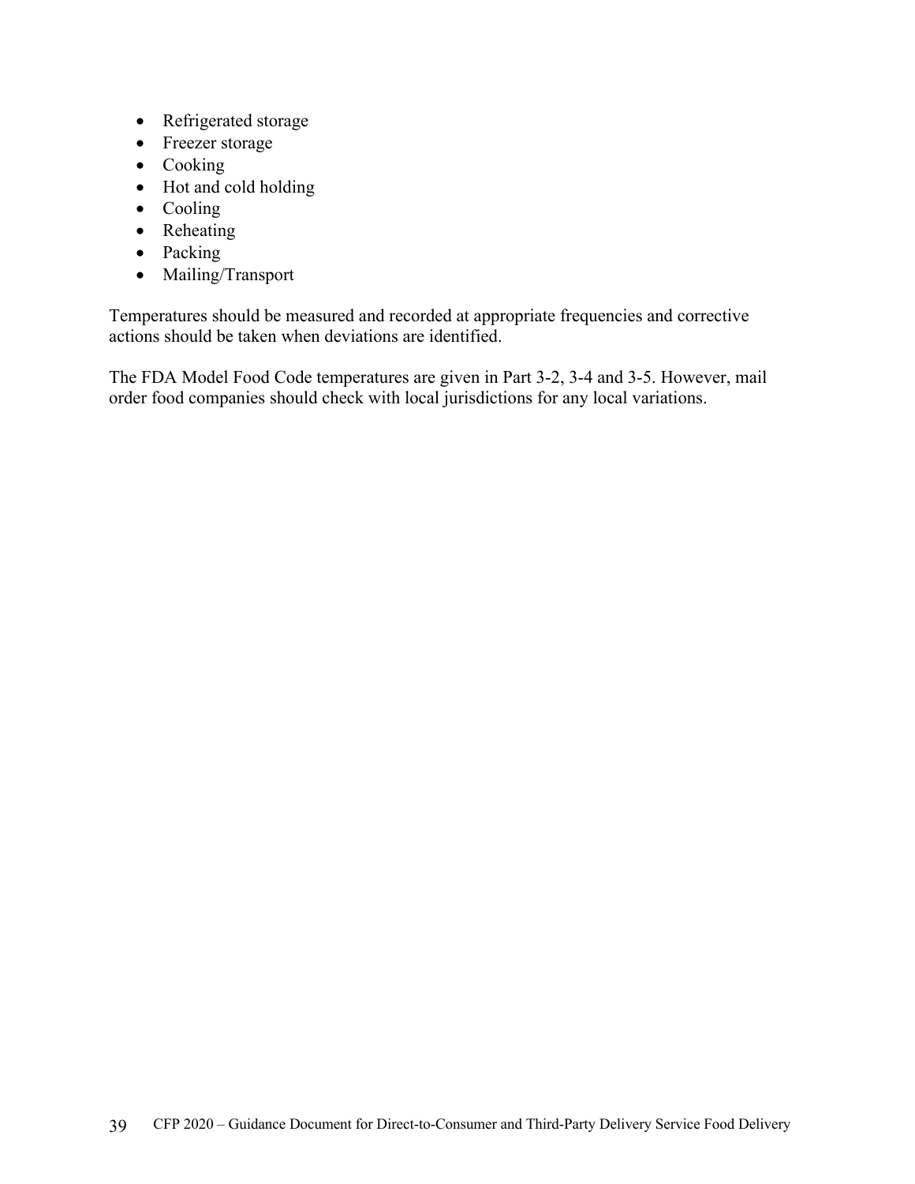- Refrigerated storage
- Freezer storage
- Cooking
- Hot and cold holding
- Cooling
- Reheating
- Packing
- Mailing/Transport

Temperatures should be measured and recorded at appropriate frequencies and corrective actions should be taken when deviations are identified.

The FDA Model Food Code temperatures are given in Part 3-2, 3-4 and 3-5. However, mail order food companies should check with local jurisdictions for any local variations.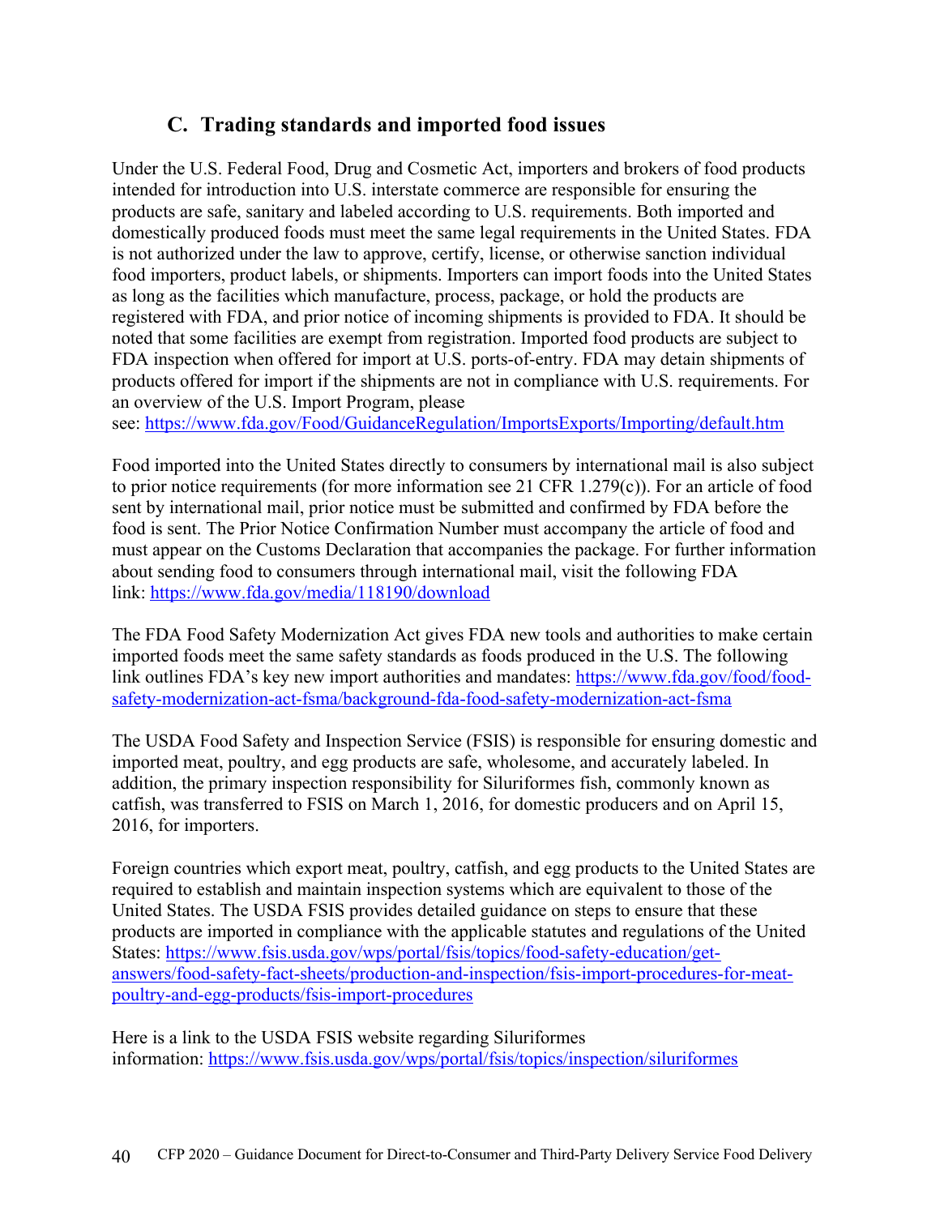## C. Trading standards and imported food issues

Under the U.S. Federal Food, Drug and Cosmetic Act, importers and brokers of food products intended for introduction into U.S. interstate commerce are responsible for ensuring the products are safe, sanitary and labeled according to U.S. requirements. Both imported and domestically produced foods must meet the same legal requirements in the United States. FDA is not authorized under the law to approve, certify, license, or otherwise sanction individual food importers, product labels, or shipments. Importers can import foods into the United States as long as the facilities which manufacture, process, package, or hold the products are registered with FDA, and prior notice of incoming shipments is provided to FDA. It should be noted that some facilities are exempt from registration. Imported food products are subject to FDA inspection when offered for import at U.S. ports-of-entry. FDA may detain shipments of products offered for import if the shipments are not in compliance with U.S. requirements. For an overview of the U.S. Import Program, please see: https://www.fda.gov/Food/GuidanceRegulation/ImportsExports/Importing/default.htm

Food imported into the United States directly to consumers by international mail is also subject to prior notice requirements (for more information see 21 CFR 1.279(c)). For an article of food sent by international mail, prior notice must be submitted and confirmed by FDA before the food is sent. The Prior Notice Confirmation Number must accompany the article of food and must appear on the Customs Declaration that accompanies the package. For further information about sending food to consumers through international mail, visit the following FDA link: https://www.fda.gov/media/118190/download

The FDA Food Safety Modernization Act gives FDA new tools and authorities to make certain imported foods meet the same safety standards as foods produced in the U.S. The following link outlines FDA's key new import authorities and mandates: https://www.fda.gov/food/food-safety-modernization-act-fsma/background-fda-food-safety-modernization-act-fsma

The USDA Food Safety and Inspection Service (FSIS) is responsible for ensuring domestic and imported meat, poultry, and egg products are safe, wholesome, and accurately labeled. In addition, the primary inspection responsibility for Siluriformes fish, commonly known as catfish, was transferred to FSIS on March 1, 2016, for domestic producers and on April 15, 2016, for importers.

Foreign countries which export meat, poultry, catfish, and egg products to the United States are required to establish and maintain inspection systems which are equivalent to those of the United States. The USDA FSIS provides detailed guidance on steps to ensure that these products are imported in compliance with the applicable statutes and regulations of the United States: https://www.fsis.usda.gov/wps/portal/fsis/topics/food-safety-education/get-answers/food-safety-fact-sheets/production-and-inspection/fsis-import-procedures-for-meat-poultry-and-egg-products/fsis-import-procedures

Here is a link to the USDA FSIS website regarding Siluriformes information: https://www.fsis.usda.gov/wps/portal/fsis/topics/inspection/siluriformes